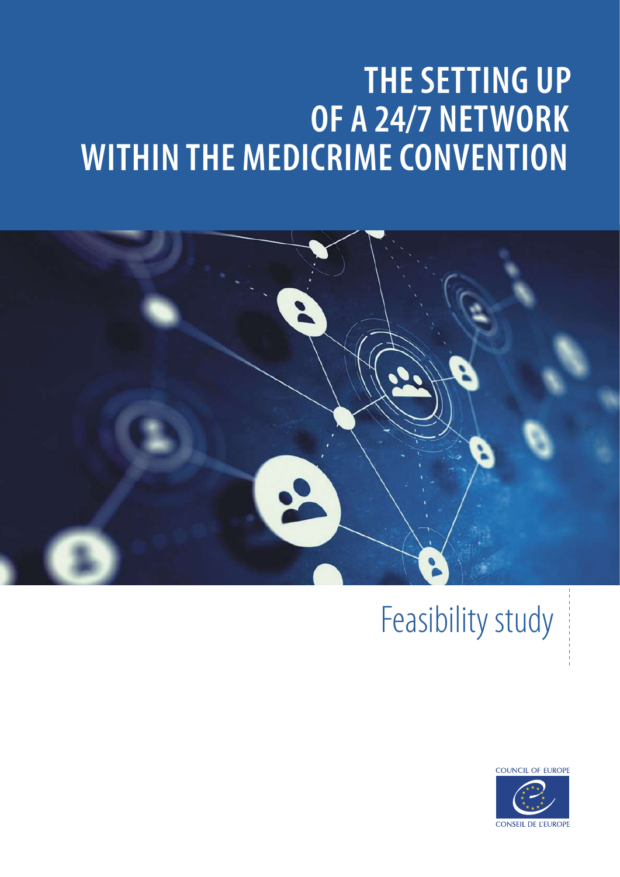# THE SETTING UP OF A 24/7 NETWORK WITHIN THE MEDICRIME CONVENTION

Feasibility study

COUNCIL OF EUROPE

CONSEIL DE L'EUROPE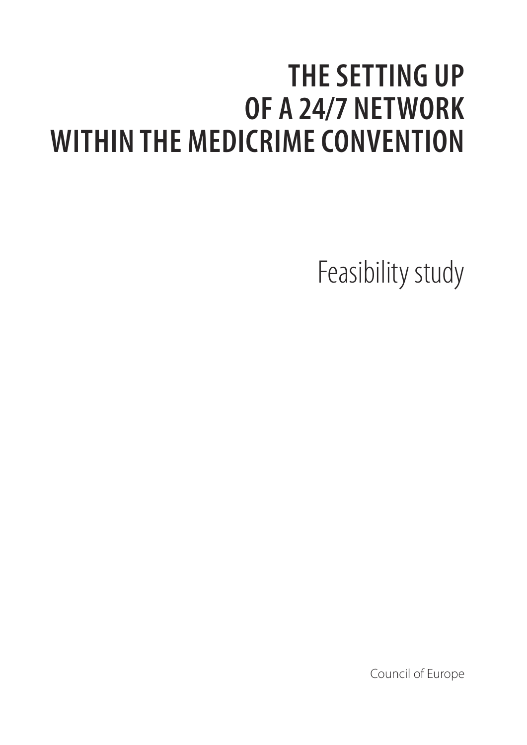# THE SETTING UP OF A 24/7 NETWORK WITHIN THE MEDICRIME CONVENTION

Feasibility study

Council of Europe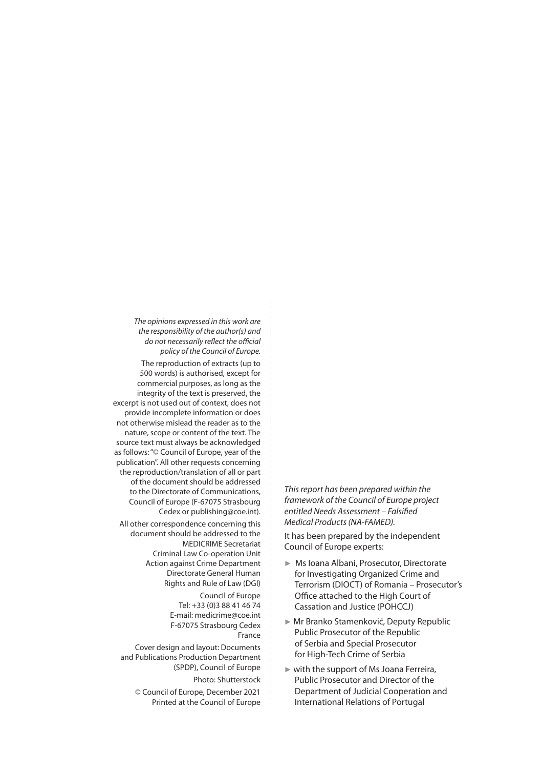*The opinions expressed in this work are the responsibility of the author(s) and do not necessarily reflect the official policy of the Council of Europe.*

The reproduction of extracts (up to 500 words) is authorised, except for commercial purposes, as long as the integrity of the text is preserved, the excerpt is not used out of context, does not provide incomplete information or does not otherwise mislead the reader as to the nature, scope or content of the text. The source text must always be acknowledged as follows: "© Council of Europe, year of the publication". All other requests concerning the reproduction/translation of all or part of the document should be addressed to the Directorate of Communications, Council of Europe (F-67075 Strasbourg Cedex or publishing@coe.int).

All other correspondence concerning this document should be addressed to the MEDICRIME Secretariat  
Criminal Law Co-operation Unit  
Action against Crime Department  
Directorate General Human Rights and Rule of Law (DGI)

Council of Europe  
Tel: +33 (0)3 88 41 46 74  
E-mail: medicrime@coe.int  
F-67075 Strasbourg Cedex  
France

Cover design and layout: Documents and Publications Production Department (SPDP), Council of Europe

Photo: Shutterstock

© Council of Europe, December 2021  
Printed at the Council of Europe

*This report has been prepared within the framework of the Council of Europe project entitled Needs Assessment – Falsified Medical Products (NA-FAMED).*

It has been prepared by the independent Council of Europe experts:

- Ms Ioana Albani, Prosecutor, Directorate for Investigating Organized Crime and Terrorism (DIOCT) of Romania – Prosecutor's Office attached to the High Court of Cassation and Justice (POHCCJ)
- Mr Branko Stamenković, Deputy Republic Public Prosecutor of the Republic of Serbia and Special Prosecutor for High-Tech Crime of Serbia
- with the support of Ms Joana Ferreira, Public Prosecutor and Director of the Department of Judicial Cooperation and International Relations of Portugal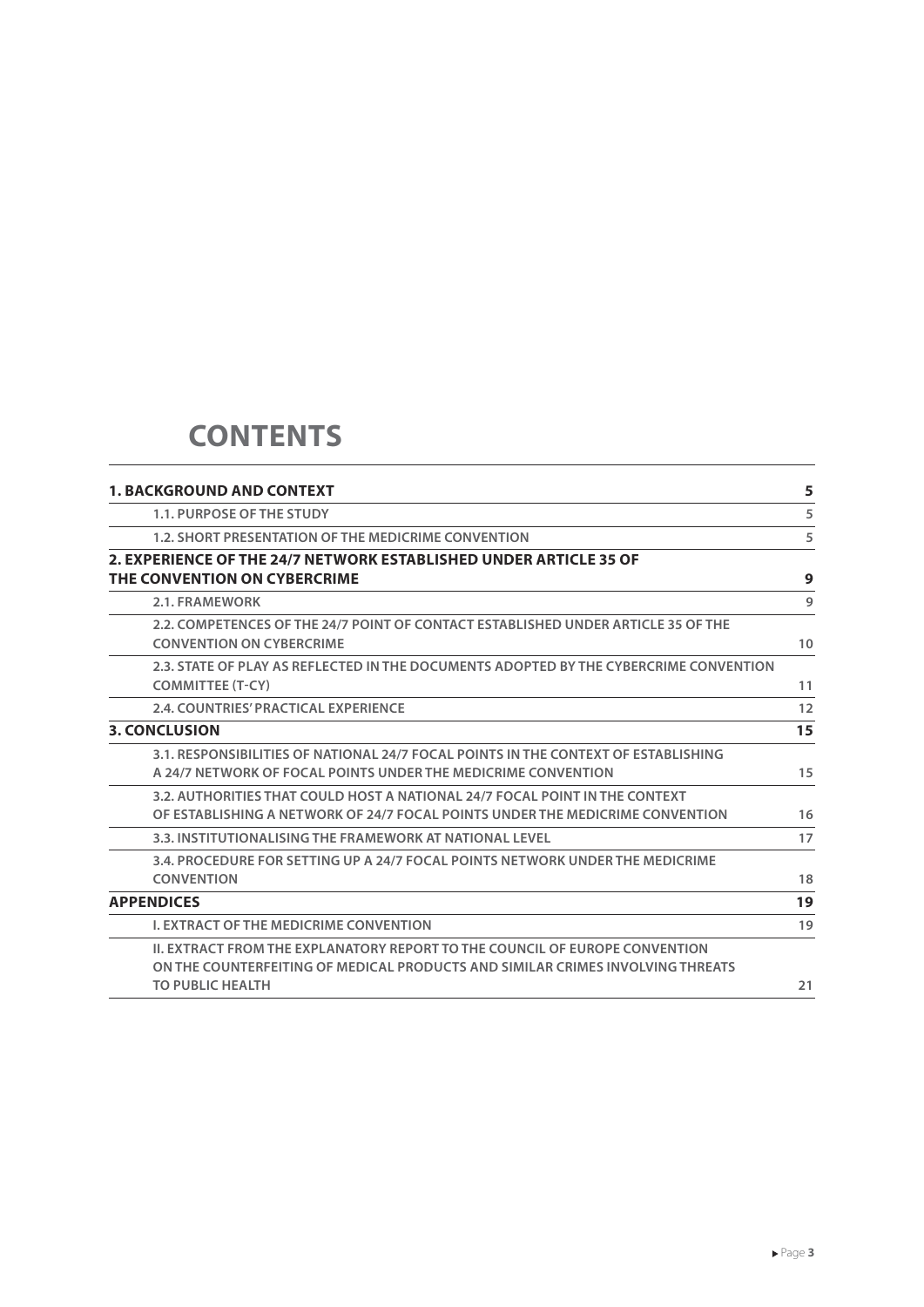# CONTENTS

| | |
|---|---|
| **1. BACKGROUND AND CONTEXT** | **5** |
| 1.1. PURPOSE OF THE STUDY | 5 |
| 1.2. SHORT PRESENTATION OF THE MEDICRIME CONVENTION | 5 |
| **2. EXPERIENCE OF THE 24/7 NETWORK ESTABLISHED UNDER ARTICLE 35 OF THE CONVENTION ON CYBERCRIME** | **9** |
| 2.1. FRAMEWORK | 9 |
| 2.2. COMPETENCES OF THE 24/7 POINT OF CONTACT ESTABLISHED UNDER ARTICLE 35 OF THE CONVENTION ON CYBERCRIME | 10 |
| 2.3. STATE OF PLAY AS REFLECTED IN THE DOCUMENTS ADOPTED BY THE CYBERCRIME CONVENTION COMMITTEE (T-CY) | 11 |
| 2.4. COUNTRIES' PRACTICAL EXPERIENCE | 12 |
| **3. CONCLUSION** | **15** |
| 3.1. RESPONSIBILITIES OF NATIONAL 24/7 FOCAL POINTS IN THE CONTEXT OF ESTABLISHING A 24/7 NETWORK OF FOCAL POINTS UNDER THE MEDICRIME CONVENTION | 15 |
| 3.2. AUTHORITIES THAT COULD HOST A NATIONAL 24/7 FOCAL POINT IN THE CONTEXT OF ESTABLISHING A NETWORK OF 24/7 FOCAL POINTS UNDER THE MEDICRIME CONVENTION | 16 |
| 3.3. INSTITUTIONALISING THE FRAMEWORK AT NATIONAL LEVEL | 17 |
| 3.4. PROCEDURE FOR SETTING UP A 24/7 FOCAL POINTS NETWORK UNDER THE MEDICRIME CONVENTION | 18 |
| **APPENDICES** | **19** |
| I. EXTRACT OF THE MEDICRIME CONVENTION | 19 |
| II. EXTRACT FROM THE EXPLANATORY REPORT TO THE COUNCIL OF EUROPE CONVENTION ON THE COUNTERFEITING OF MEDICAL PRODUCTS AND SIMILAR CRIMES INVOLVING THREATS TO PUBLIC HEALTH | 21 |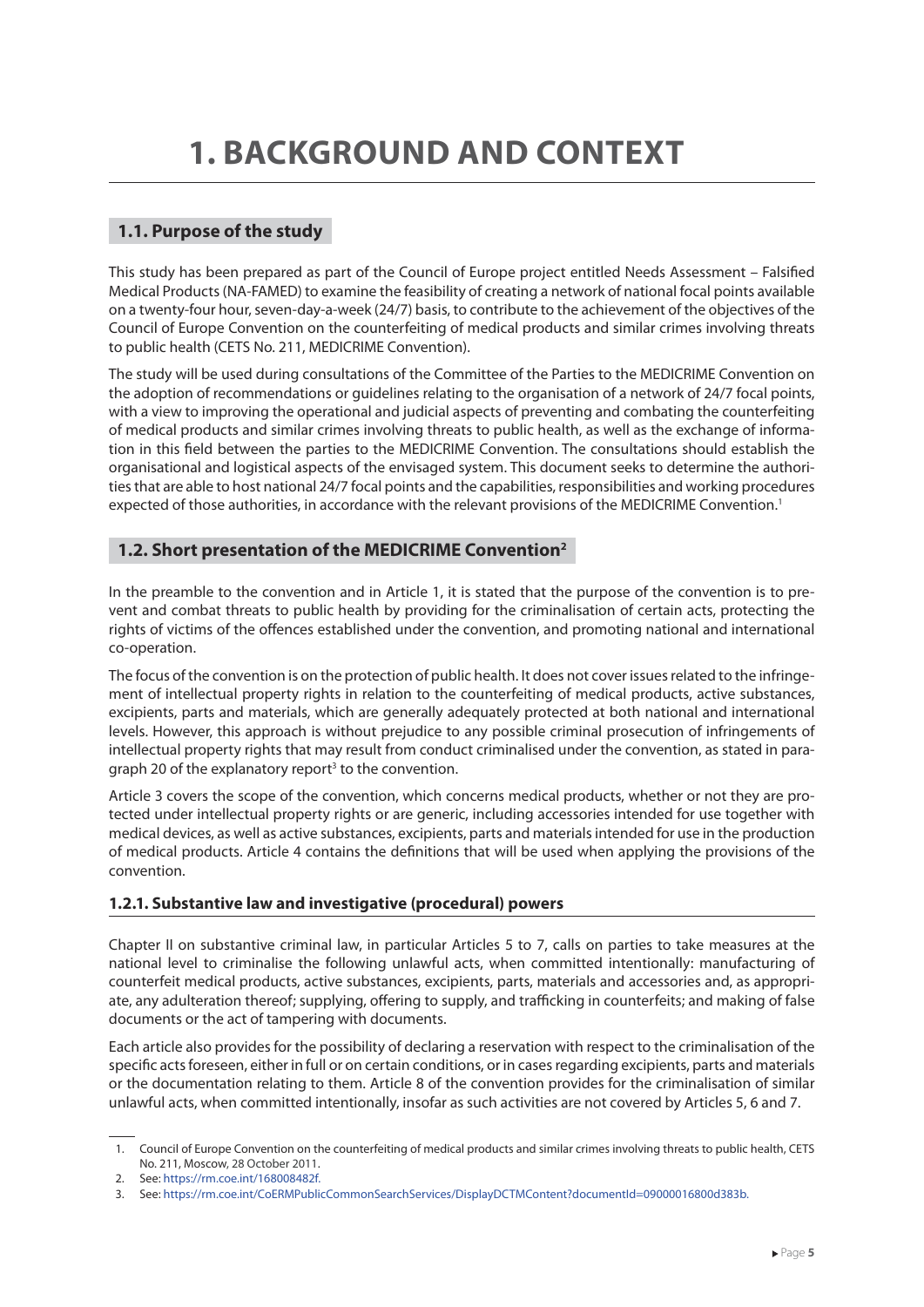# 1. BACKGROUND AND CONTEXT

## 1.1. Purpose of the study

This study has been prepared as part of the Council of Europe project entitled Needs Assessment – Falsified Medical Products (NA-FAMED) to examine the feasibility of creating a network of national focal points available on a twenty-four hour, seven-day-a-week (24/7) basis, to contribute to the achievement of the objectives of the Council of Europe Convention on the counterfeiting of medical products and similar crimes involving threats to public health (CETS No. 211, MEDICRIME Convention).

The study will be used during consultations of the Committee of the Parties to the MEDICRIME Convention on the adoption of recommendations or guidelines relating to the organisation of a network of 24/7 focal points, with a view to improving the operational and judicial aspects of preventing and combating the counterfeiting of medical products and similar crimes involving threats to public health, as well as the exchange of information in this field between the parties to the MEDICRIME Convention. The consultations should establish the organisational and logistical aspects of the envisaged system. This document seeks to determine the authorities that are able to host national 24/7 focal points and the capabilities, responsibilities and working procedures expected of those authorities, in accordance with the relevant provisions of the MEDICRIME Convention.[1]

## 1.2. Short presentation of the MEDICRIME Convention[2]

In the preamble to the convention and in Article 1, it is stated that the purpose of the convention is to prevent and combat threats to public health by providing for the criminalisation of certain acts, protecting the rights of victims of the offences established under the convention, and promoting national and international co-operation.

The focus of the convention is on the protection of public health. It does not cover issues related to the infringement of intellectual property rights in relation to the counterfeiting of medical products, active substances, excipients, parts and materials, which are generally adequately protected at both national and international levels. However, this approach is without prejudice to any possible criminal prosecution of infringements of intellectual property rights that may result from conduct criminalised under the convention, as stated in paragraph 20 of the explanatory report[3] to the convention.

Article 3 covers the scope of the convention, which concerns medical products, whether or not they are protected under intellectual property rights or are generic, including accessories intended for use together with medical devices, as well as active substances, excipients, parts and materials intended for use in the production of medical products. Article 4 contains the definitions that will be used when applying the provisions of the convention.

### 1.2.1. Substantive law and investigative (procedural) powers

Chapter II on substantive criminal law, in particular Articles 5 to 7, calls on parties to take measures at the national level to criminalise the following unlawful acts, when committed intentionally: manufacturing of counterfeit medical products, active substances, excipients, parts, materials and accessories and, as appropriate, any adulteration thereof; supplying, offering to supply, and trafficking in counterfeits; and making of false documents or the act of tampering with documents.

Each article also provides for the possibility of declaring a reservation with respect to the criminalisation of the specific acts foreseen, either in full or on certain conditions, or in cases regarding excipients, parts and materials or the documentation relating to them. Article 8 of the convention provides for the criminalisation of similar unlawful acts, when committed intentionally, insofar as such activities are not covered by Articles 5, 6 and 7.

---

1. Council of Europe Convention on the counterfeiting of medical products and similar crimes involving threats to public health, CETS No. 211, Moscow, 28 October 2011.
2. See: https://rm.coe.int/168008482f.
3. See: https://rm.coe.int/CoERMPublicCommonSearchServices/DisplayDCTMContent?documentId=09000016800d383b.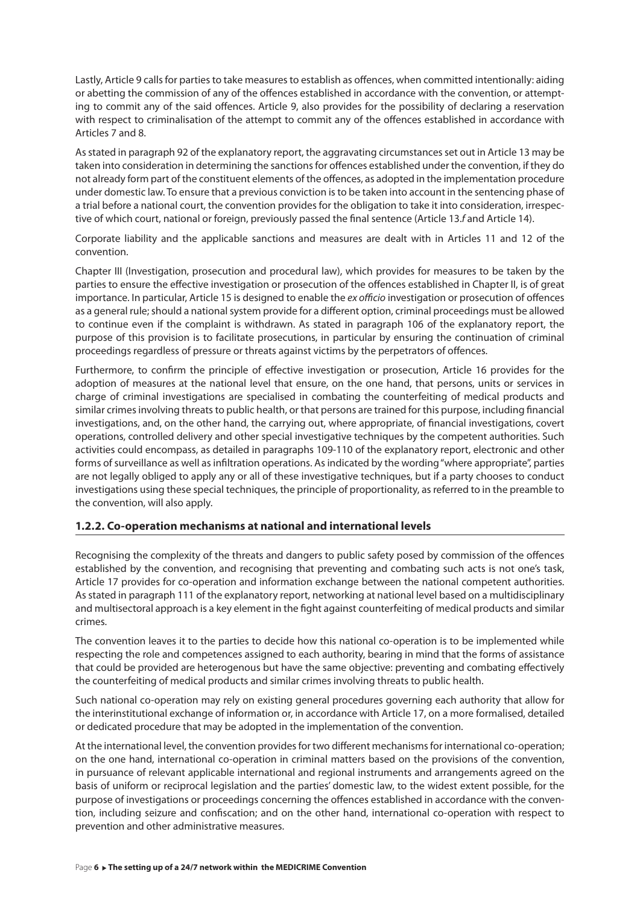Lastly, Article 9 calls for parties to take measures to establish as offences, when committed intentionally: aiding or abetting the commission of any of the offences established in accordance with the convention, or attempting to commit any of the said offences. Article 9, also provides for the possibility of declaring a reservation with respect to criminalisation of the attempt to commit any of the offences established in accordance with Articles 7 and 8.

As stated in paragraph 92 of the explanatory report, the aggravating circumstances set out in Article 13 may be taken into consideration in determining the sanctions for offences established under the convention, if they do not already form part of the constituent elements of the offences, as adopted in the implementation procedure under domestic law. To ensure that a previous conviction is to be taken into account in the sentencing phase of a trial before a national court, the convention provides for the obligation to take it into consideration, irrespective of which court, national or foreign, previously passed the final sentence (Article 13.*f* and Article 14).

Corporate liability and the applicable sanctions and measures are dealt with in Articles 11 and 12 of the convention.

Chapter III (Investigation, prosecution and procedural law), which provides for measures to be taken by the parties to ensure the effective investigation or prosecution of the offences established in Chapter II, is of great importance. In particular, Article 15 is designed to enable the *ex officio* investigation or prosecution of offences as a general rule; should a national system provide for a different option, criminal proceedings must be allowed to continue even if the complaint is withdrawn. As stated in paragraph 106 of the explanatory report, the purpose of this provision is to facilitate prosecutions, in particular by ensuring the continuation of criminal proceedings regardless of pressure or threats against victims by the perpetrators of offences.

Furthermore, to confirm the principle of effective investigation or prosecution, Article 16 provides for the adoption of measures at the national level that ensure, on the one hand, that persons, units or services in charge of criminal investigations are specialised in combating the counterfeiting of medical products and similar crimes involving threats to public health, or that persons are trained for this purpose, including financial investigations, and, on the other hand, the carrying out, where appropriate, of financial investigations, covert operations, controlled delivery and other special investigative techniques by the competent authorities. Such activities could encompass, as detailed in paragraphs 109-110 of the explanatory report, electronic and other forms of surveillance as well as infiltration operations. As indicated by the wording "where appropriate", parties are not legally obliged to apply any or all of these investigative techniques, but if a party chooses to conduct investigations using these special techniques, the principle of proportionality, as referred to in the preamble to the convention, will also apply.

### 1.2.2. Co-operation mechanisms at national and international levels

Recognising the complexity of the threats and dangers to public safety posed by commission of the offences established by the convention, and recognising that preventing and combating such acts is not one's task, Article 17 provides for co-operation and information exchange between the national competent authorities. As stated in paragraph 111 of the explanatory report, networking at national level based on a multidisciplinary and multisectoral approach is a key element in the fight against counterfeiting of medical products and similar crimes.

The convention leaves it to the parties to decide how this national co-operation is to be implemented while respecting the role and competences assigned to each authority, bearing in mind that the forms of assistance that could be provided are heterogenous but have the same objective: preventing and combating effectively the counterfeiting of medical products and similar crimes involving threats to public health.

Such national co-operation may rely on existing general procedures governing each authority that allow for the interinstitutional exchange of information or, in accordance with Article 17, on a more formalised, detailed or dedicated procedure that may be adopted in the implementation of the convention.

At the international level, the convention provides for two different mechanisms for international co-operation; on the one hand, international co-operation in criminal matters based on the provisions of the convention, in pursuance of relevant applicable international and regional instruments and arrangements agreed on the basis of uniform or reciprocal legislation and the parties' domestic law, to the widest extent possible, for the purpose of investigations or proceedings concerning the offences established in accordance with the convention, including seizure and confiscation; and on the other hand, international co-operation with respect to prevention and other administrative measures.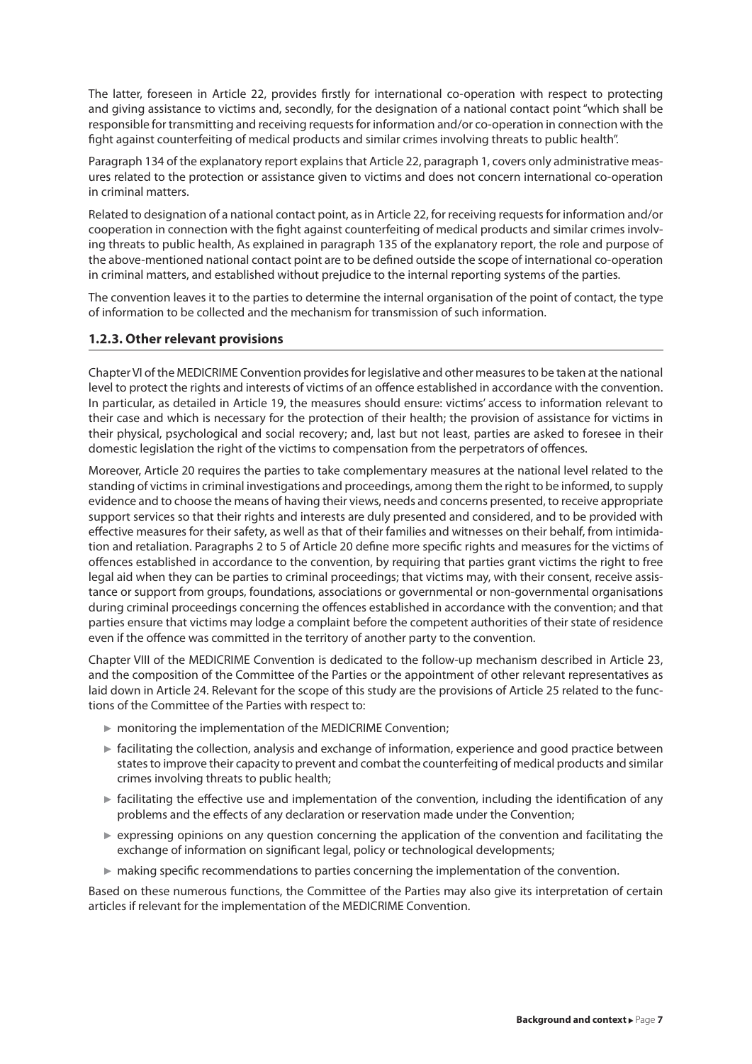The latter, foreseen in Article 22, provides firstly for international co-operation with respect to protecting and giving assistance to victims and, secondly, for the designation of a national contact point "which shall be responsible for transmitting and receiving requests for information and/or co-operation in connection with the fight against counterfeiting of medical products and similar crimes involving threats to public health".

Paragraph 134 of the explanatory report explains that Article 22, paragraph 1, covers only administrative measures related to the protection or assistance given to victims and does not concern international co-operation in criminal matters.

Related to designation of a national contact point, as in Article 22, for receiving requests for information and/or cooperation in connection with the fight against counterfeiting of medical products and similar crimes involving threats to public health, As explained in paragraph 135 of the explanatory report, the role and purpose of the above-mentioned national contact point are to be defined outside the scope of international co-operation in criminal matters, and established without prejudice to the internal reporting systems of the parties.

The convention leaves it to the parties to determine the internal organisation of the point of contact, the type of information to be collected and the mechanism for transmission of such information.

### 1.2.3. Other relevant provisions

Chapter VI of the MEDICRIME Convention provides for legislative and other measures to be taken at the national level to protect the rights and interests of victims of an offence established in accordance with the convention. In particular, as detailed in Article 19, the measures should ensure: victims' access to information relevant to their case and which is necessary for the protection of their health; the provision of assistance for victims in their physical, psychological and social recovery; and, last but not least, parties are asked to foresee in their domestic legislation the right of the victims to compensation from the perpetrators of offences.

Moreover, Article 20 requires the parties to take complementary measures at the national level related to the standing of victims in criminal investigations and proceedings, among them the right to be informed, to supply evidence and to choose the means of having their views, needs and concerns presented, to receive appropriate support services so that their rights and interests are duly presented and considered, and to be provided with effective measures for their safety, as well as that of their families and witnesses on their behalf, from intimidation and retaliation. Paragraphs 2 to 5 of Article 20 define more specific rights and measures for the victims of offences established in accordance to the convention, by requiring that parties grant victims the right to free legal aid when they can be parties to criminal proceedings; that victims may, with their consent, receive assistance or support from groups, foundations, associations or governmental or non-governmental organisations during criminal proceedings concerning the offences established in accordance with the convention; and that parties ensure that victims may lodge a complaint before the competent authorities of their state of residence even if the offence was committed in the territory of another party to the convention.

Chapter VIII of the MEDICRIME Convention is dedicated to the follow-up mechanism described in Article 23, and the composition of the Committee of the Parties or the appointment of other relevant representatives as laid down in Article 24. Relevant for the scope of this study are the provisions of Article 25 related to the functions of the Committee of the Parties with respect to:

- monitoring the implementation of the MEDICRIME Convention;
- facilitating the collection, analysis and exchange of information, experience and good practice between states to improve their capacity to prevent and combat the counterfeiting of medical products and similar crimes involving threats to public health;
- facilitating the effective use and implementation of the convention, including the identification of any problems and the effects of any declaration or reservation made under the Convention;
- expressing opinions on any question concerning the application of the convention and facilitating the exchange of information on significant legal, policy or technological developments;
- making specific recommendations to parties concerning the implementation of the convention.

Based on these numerous functions, the Committee of the Parties may also give its interpretation of certain articles if relevant for the implementation of the MEDICRIME Convention.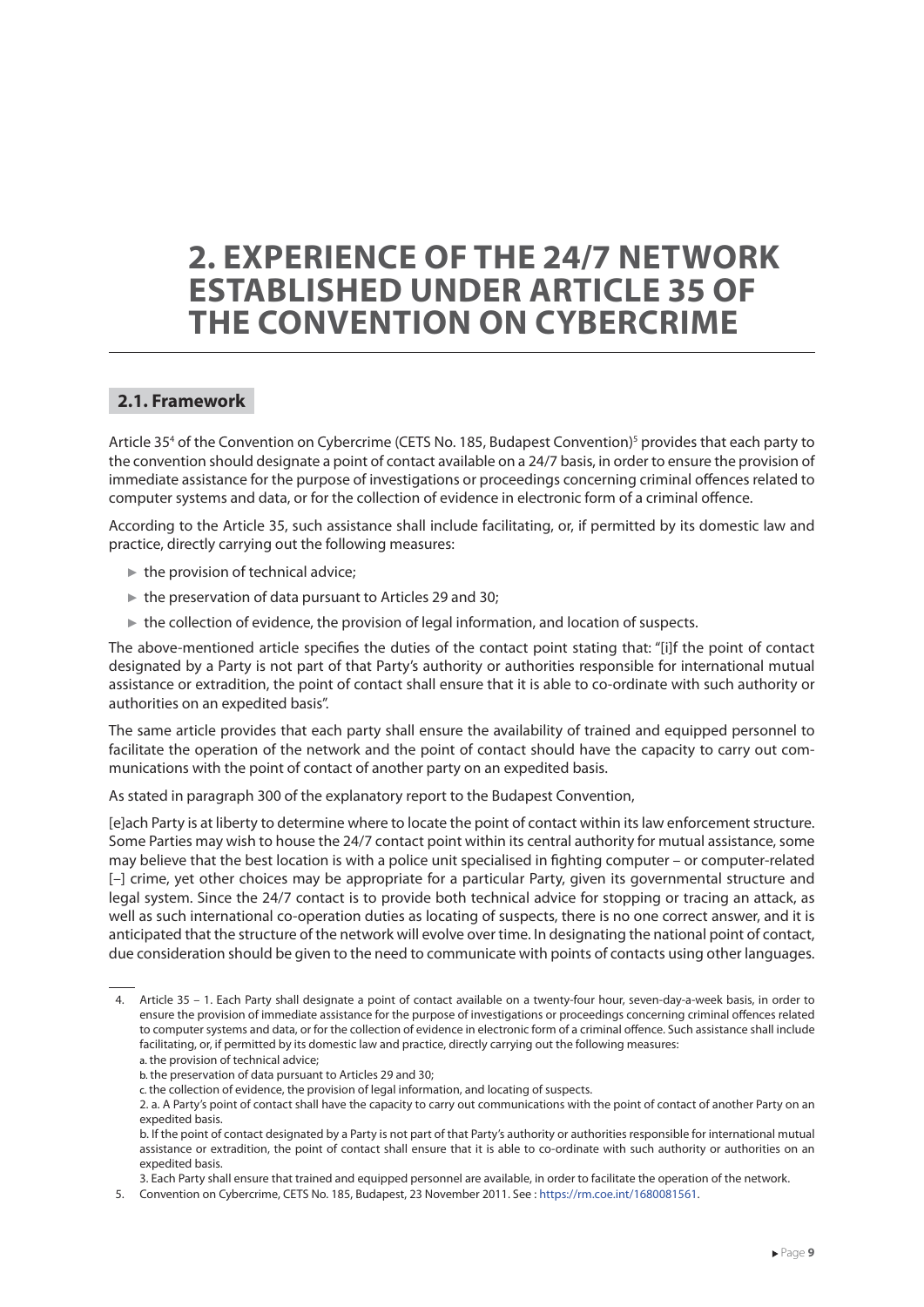# 2. EXPERIENCE OF THE 24/7 NETWORK ESTABLISHED UNDER ARTICLE 35 OF THE CONVENTION ON CYBERCRIME

## 2.1. Framework

Article 35[4] of the Convention on Cybercrime (CETS No. 185, Budapest Convention)[5] provides that each party to the convention should designate a point of contact available on a 24/7 basis, in order to ensure the provision of immediate assistance for the purpose of investigations or proceedings concerning criminal offences related to computer systems and data, or for the collection of evidence in electronic form of a criminal offence.

According to the Article 35, such assistance shall include facilitating, or, if permitted by its domestic law and practice, directly carrying out the following measures:

- the provision of technical advice;
- the preservation of data pursuant to Articles 29 and 30;
- the collection of evidence, the provision of legal information, and location of suspects.

The above-mentioned article specifies the duties of the contact point stating that: "[i]f the point of contact designated by a Party is not part of that Party's authority or authorities responsible for international mutual assistance or extradition, the point of contact shall ensure that it is able to co-ordinate with such authority or authorities on an expedited basis".

The same article provides that each party shall ensure the availability of trained and equipped personnel to facilitate the operation of the network and the point of contact should have the capacity to carry out communications with the point of contact of another party on an expedited basis.

As stated in paragraph 300 of the explanatory report to the Budapest Convention,

[e]ach Party is at liberty to determine where to locate the point of contact within its law enforcement structure. Some Parties may wish to house the 24/7 contact point within its central authority for mutual assistance, some may believe that the best location is with a police unit specialised in fighting computer – or computer-related [–] crime, yet other choices may be appropriate for a particular Party, given its governmental structure and legal system. Since the 24/7 contact is to provide both technical advice for stopping or tracing an attack, as well as such international co-operation duties as locating of suspects, there is no one correct answer, and it is anticipated that the structure of the network will evolve over time. In designating the national point of contact, due consideration should be given to the need to communicate with points of contacts using other languages.

---

4. Article 35 – 1. Each Party shall designate a point of contact available on a twenty-four hour, seven-day-a-week basis, in order to ensure the provision of immediate assistance for the purpose of investigations or proceedings concerning criminal offences related to computer systems and data, or for the collection of evidence in electronic form of a criminal offence. Such assistance shall include facilitating, or, if permitted by its domestic law and practice, directly carrying out the following measures:
   a. the provision of technical advice;
   b. the preservation of data pursuant to Articles 29 and 30;
   c. the collection of evidence, the provision of legal information, and locating of suspects.
   2. a. A Party's point of contact shall have the capacity to carry out communications with the point of contact of another Party on an expedited basis.
   b. If the point of contact designated by a Party is not part of that Party's authority or authorities responsible for international mutual assistance or extradition, the point of contact shall ensure that it is able to co-ordinate with such authority or authorities on an expedited basis.
   3. Each Party shall ensure that trained and equipped personnel are available, in order to facilitate the operation of the network.
5. Convention on Cybercrime, CETS No. 185, Budapest, 23 November 2011. See : https://rm.coe.int/1680081561.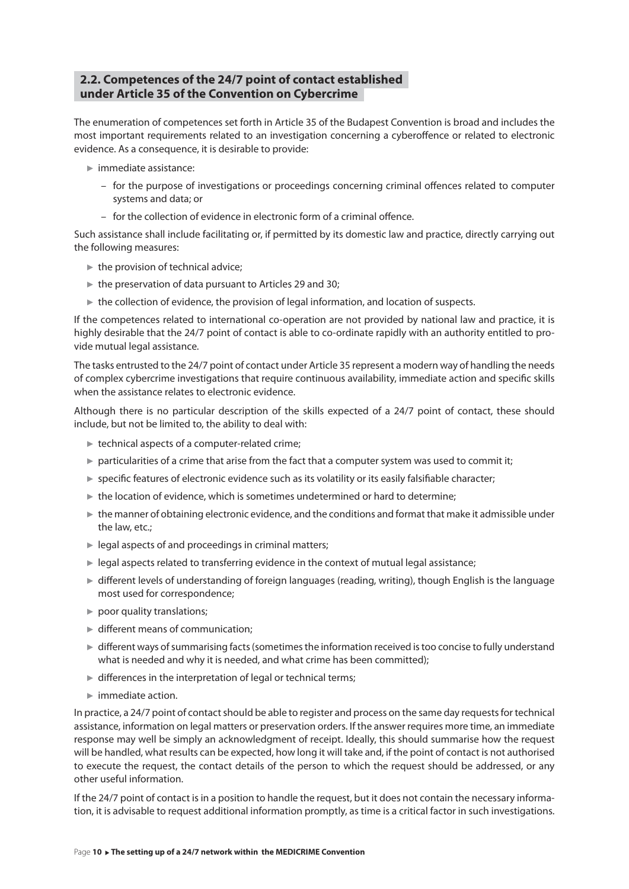## 2.2. Competences of the 24/7 point of contact established under Article 35 of the Convention on Cybercrime

The enumeration of competences set forth in Article 35 of the Budapest Convention is broad and includes the most important requirements related to an investigation concerning a cyberoffence or related to electronic evidence. As a consequence, it is desirable to provide:

- immediate assistance:
  - for the purpose of investigations or proceedings concerning criminal offences related to computer systems and data; or
  - for the collection of evidence in electronic form of a criminal offence.

Such assistance shall include facilitating or, if permitted by its domestic law and practice, directly carrying out the following measures:

- the provision of technical advice;
- the preservation of data pursuant to Articles 29 and 30;
- the collection of evidence, the provision of legal information, and location of suspects.

If the competences related to international co-operation are not provided by national law and practice, it is highly desirable that the 24/7 point of contact is able to co-ordinate rapidly with an authority entitled to provide mutual legal assistance.

The tasks entrusted to the 24/7 point of contact under Article 35 represent a modern way of handling the needs of complex cybercrime investigations that require continuous availability, immediate action and specific skills when the assistance relates to electronic evidence.

Although there is no particular description of the skills expected of a 24/7 point of contact, these should include, but not be limited to, the ability to deal with:

- technical aspects of a computer-related crime;
- particularities of a crime that arise from the fact that a computer system was used to commit it;
- specific features of electronic evidence such as its volatility or its easily falsifiable character;
- the location of evidence, which is sometimes undetermined or hard to determine;
- the manner of obtaining electronic evidence, and the conditions and format that make it admissible under the law, etc.;
- legal aspects of and proceedings in criminal matters;
- legal aspects related to transferring evidence in the context of mutual legal assistance;
- different levels of understanding of foreign languages (reading, writing), though English is the language most used for correspondence;
- poor quality translations;
- different means of communication;
- different ways of summarising facts (sometimes the information received is too concise to fully understand what is needed and why it is needed, and what crime has been committed);
- differences in the interpretation of legal or technical terms;
- immediate action.

In practice, a 24/7 point of contact should be able to register and process on the same day requests for technical assistance, information on legal matters or preservation orders. If the answer requires more time, an immediate response may well be simply an acknowledgment of receipt. Ideally, this should summarise how the request will be handled, what results can be expected, how long it will take and, if the point of contact is not authorised to execute the request, the contact details of the person to which the request should be addressed, or any other useful information.

If the 24/7 point of contact is in a position to handle the request, but it does not contain the necessary information, it is advisable to request additional information promptly, as time is a critical factor in such investigations.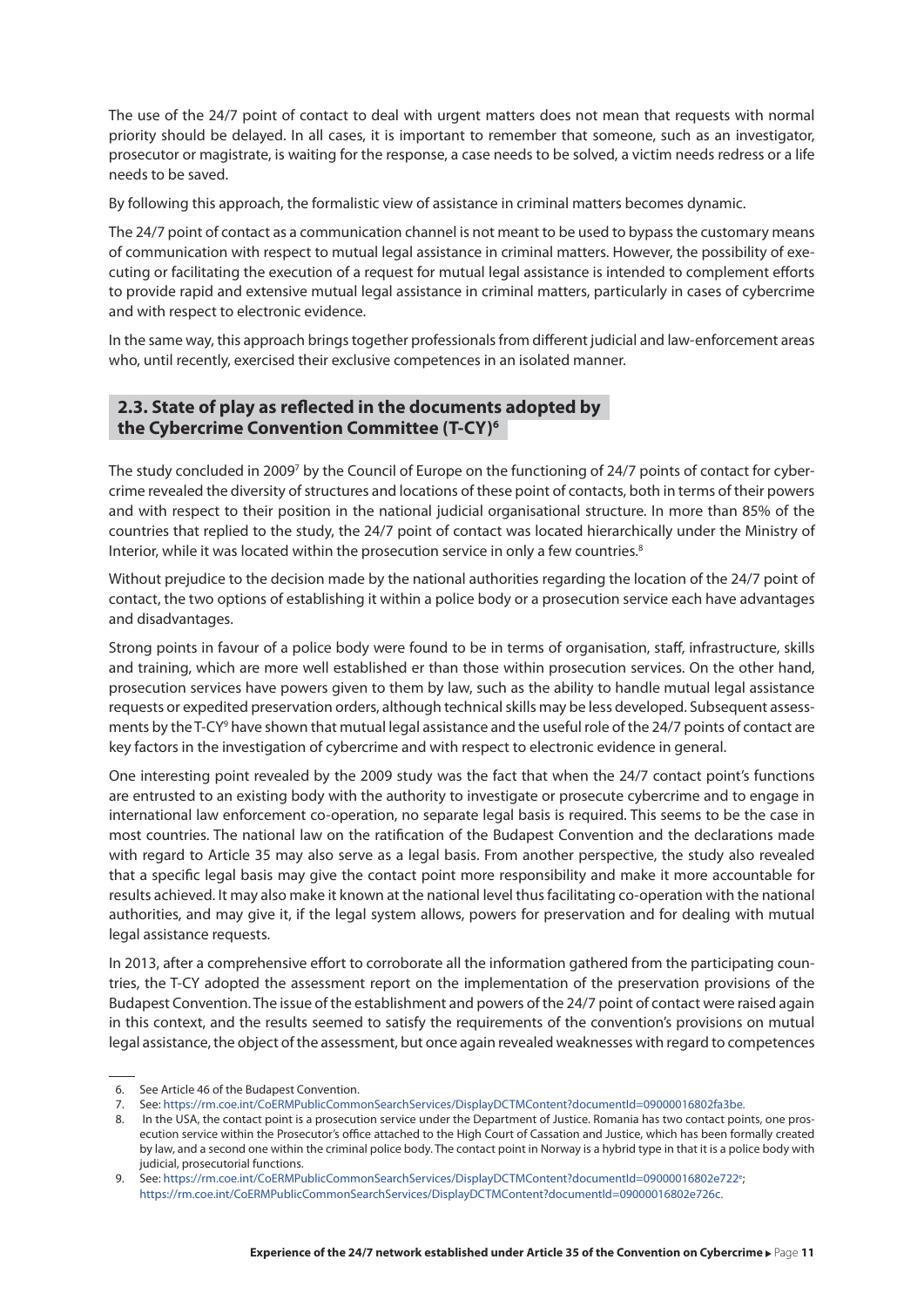The use of the 24/7 point of contact to deal with urgent matters does not mean that requests with normal priority should be delayed. In all cases, it is important to remember that someone, such as an investigator, prosecutor or magistrate, is waiting for the response, a case needs to be solved, a victim needs redress or a life needs to be saved.

By following this approach, the formalistic view of assistance in criminal matters becomes dynamic.

The 24/7 point of contact as a communication channel is not meant to be used to bypass the customary means of communication with respect to mutual legal assistance in criminal matters. However, the possibility of executing or facilitating the execution of a request for mutual legal assistance is intended to complement efforts to provide rapid and extensive mutual legal assistance in criminal matters, particularly in cases of cybercrime and with respect to electronic evidence.

In the same way, this approach brings together professionals from different judicial and law-enforcement areas who, until recently, exercised their exclusive competences in an isolated manner.

## 2.3. State of play as reflected in the documents adopted by the Cybercrime Convention Committee (T-CY)[6]

The study concluded in 2009[7] by the Council of Europe on the functioning of 24/7 points of contact for cybercrime revealed the diversity of structures and locations of these point of contacts, both in terms of their powers and with respect to their position in the national judicial organisational structure. In more than 85% of the countries that replied to the study, the 24/7 point of contact was located hierarchically under the Ministry of Interior, while it was located within the prosecution service in only a few countries.[8]

Without prejudice to the decision made by the national authorities regarding the location of the 24/7 point of contact, the two options of establishing it within a police body or a prosecution service each have advantages and disadvantages.

Strong points in favour of a police body were found to be in terms of organisation, staff, infrastructure, skills and training, which are more well established er than those within prosecution services. On the other hand, prosecution services have powers given to them by law, such as the ability to handle mutual legal assistance requests or expedited preservation orders, although technical skills may be less developed. Subsequent assessments by the T-CY[9] have shown that mutual legal assistance and the useful role of the 24/7 points of contact are key factors in the investigation of cybercrime and with respect to electronic evidence in general.

One interesting point revealed by the 2009 study was the fact that when the 24/7 contact point's functions are entrusted to an existing body with the authority to investigate or prosecute cybercrime and to engage in international law enforcement co-operation, no separate legal basis is required. This seems to be the case in most countries. The national law on the ratification of the Budapest Convention and the declarations made with regard to Article 35 may also serve as a legal basis. From another perspective, the study also revealed that a specific legal basis may give the contact point more responsibility and make it more accountable for results achieved. It may also make it known at the national level thus facilitating co-operation with the national authorities, and may give it, if the legal system allows, powers for preservation and for dealing with mutual legal assistance requests.

In 2013, after a comprehensive effort to corroborate all the information gathered from the participating countries, the T-CY adopted the assessment report on the implementation of the preservation provisions of the Budapest Convention. The issue of the establishment and powers of the 24/7 point of contact were raised again in this context, and the results seemed to satisfy the requirements of the convention's provisions on mutual legal assistance, the object of the assessment, but once again revealed weaknesses with regard to competences

---

6. See Article 46 of the Budapest Convention.
7. See: https://rm.coe.int/CoERMPublicCommonSearchServices/DisplayDCTMContent?documentId=09000016802fa3be.
8. In the USA, the contact point is a prosecution service under the Department of Justice. Romania has two contact points, one prosecution service within the Prosecutor's office attached to the High Court of Cassation and Justice, which has been formally created by law, and a second one within the criminal police body. The contact point in Norway is a hybrid type in that it is a police body with judicial, prosecutorial functions.
9. See: https://rm.coe.int/CoERMPublicCommonSearchServices/DisplayDCTMContent?documentId=09000016802e722e; https://rm.coe.int/CoERMPublicCommonSearchServices/DisplayDCTMContent?documentId=09000016802e726c.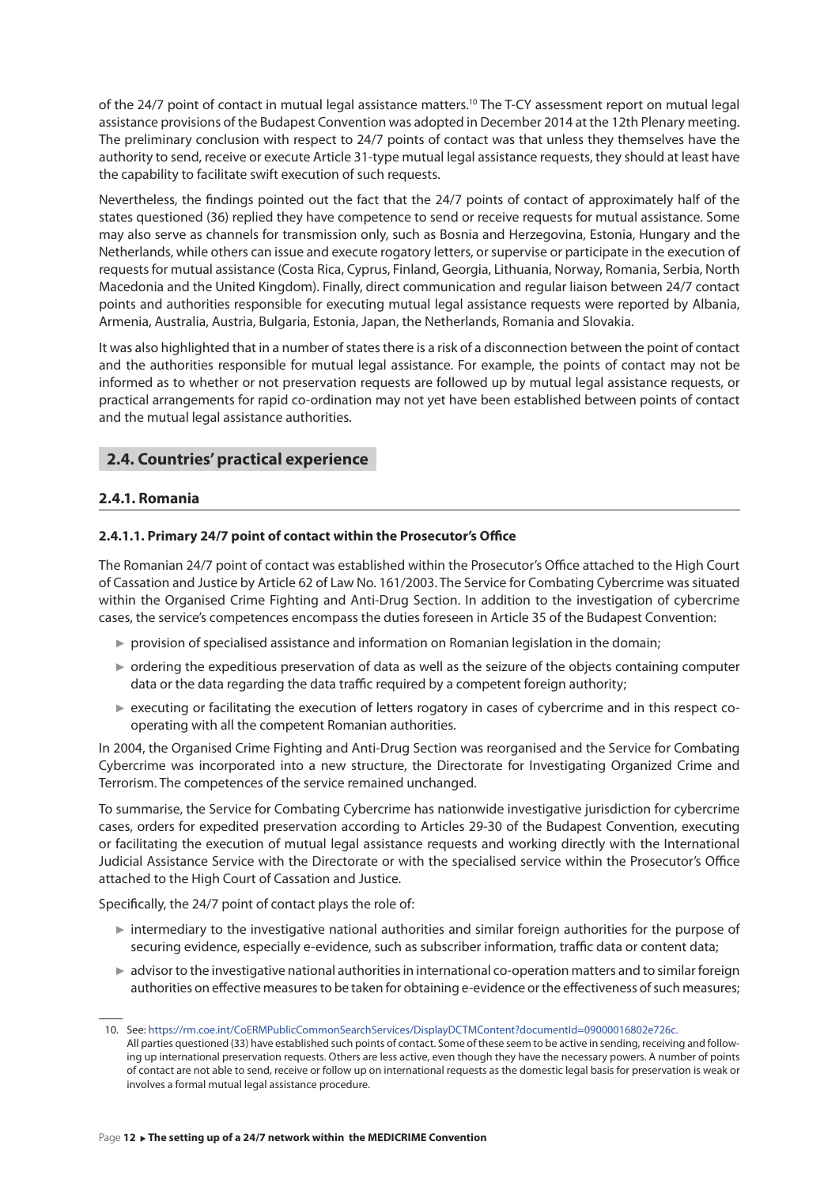of the 24/7 point of contact in mutual legal assistance matters.[10] The T-CY assessment report on mutual legal assistance provisions of the Budapest Convention was adopted in December 2014 at the 12th Plenary meeting. The preliminary conclusion with respect to 24/7 points of contact was that unless they themselves have the authority to send, receive or execute Article 31-type mutual legal assistance requests, they should at least have the capability to facilitate swift execution of such requests.

Nevertheless, the findings pointed out the fact that the 24/7 points of contact of approximately half of the states questioned (36) replied they have competence to send or receive requests for mutual assistance. Some may also serve as channels for transmission only, such as Bosnia and Herzegovina, Estonia, Hungary and the Netherlands, while others can issue and execute rogatory letters, or supervise or participate in the execution of requests for mutual assistance (Costa Rica, Cyprus, Finland, Georgia, Lithuania, Norway, Romania, Serbia, North Macedonia and the United Kingdom). Finally, direct communication and regular liaison between 24/7 contact points and authorities responsible for executing mutual legal assistance requests were reported by Albania, Armenia, Australia, Austria, Bulgaria, Estonia, Japan, the Netherlands, Romania and Slovakia.

It was also highlighted that in a number of states there is a risk of a disconnection between the point of contact and the authorities responsible for mutual legal assistance. For example, the points of contact may not be informed as to whether or not preservation requests are followed up by mutual legal assistance requests, or practical arrangements for rapid co-ordination may not yet have been established between points of contact and the mutual legal assistance authorities.

## 2.4. Countries' practical experience

### 2.4.1. Romania

#### 2.4.1.1. Primary 24/7 point of contact within the Prosecutor's Office

The Romanian 24/7 point of contact was established within the Prosecutor's Office attached to the High Court of Cassation and Justice by Article 62 of Law No. 161/2003. The Service for Combating Cybercrime was situated within the Organised Crime Fighting and Anti-Drug Section. In addition to the investigation of cybercrime cases, the service's competences encompass the duties foreseen in Article 35 of the Budapest Convention:

- provision of specialised assistance and information on Romanian legislation in the domain;
- ordering the expeditious preservation of data as well as the seizure of the objects containing computer data or the data regarding the data traffic required by a competent foreign authority;
- executing or facilitating the execution of letters rogatory in cases of cybercrime and in this respect co-operating with all the competent Romanian authorities.

In 2004, the Organised Crime Fighting and Anti-Drug Section was reorganised and the Service for Combating Cybercrime was incorporated into a new structure, the Directorate for Investigating Organized Crime and Terrorism. The competences of the service remained unchanged.

To summarise, the Service for Combating Cybercrime has nationwide investigative jurisdiction for cybercrime cases, orders for expedited preservation according to Articles 29-30 of the Budapest Convention, executing or facilitating the execution of mutual legal assistance requests and working directly with the International Judicial Assistance Service with the Directorate or with the specialised service within the Prosecutor's Office attached to the High Court of Cassation and Justice.

Specifically, the 24/7 point of contact plays the role of:

- intermediary to the investigative national authorities and similar foreign authorities for the purpose of securing evidence, especially e-evidence, such as subscriber information, traffic data or content data;
- advisor to the investigative national authorities in international co-operation matters and to similar foreign authorities on effective measures to be taken for obtaining e-evidence or the effectiveness of such measures;

---

10. See: https://rm.coe.int/CoERMPublicCommonSearchServices/DisplayDCTMContent?documentId=09000016802e726c. All parties questioned (33) have established such points of contact. Some of these seem to be active in sending, receiving and following up international preservation requests. Others are less active, even though they have the necessary powers. A number of points of contact are not able to send, receive or follow up on international requests as the domestic legal basis for preservation is weak or involves a formal mutual legal assistance procedure.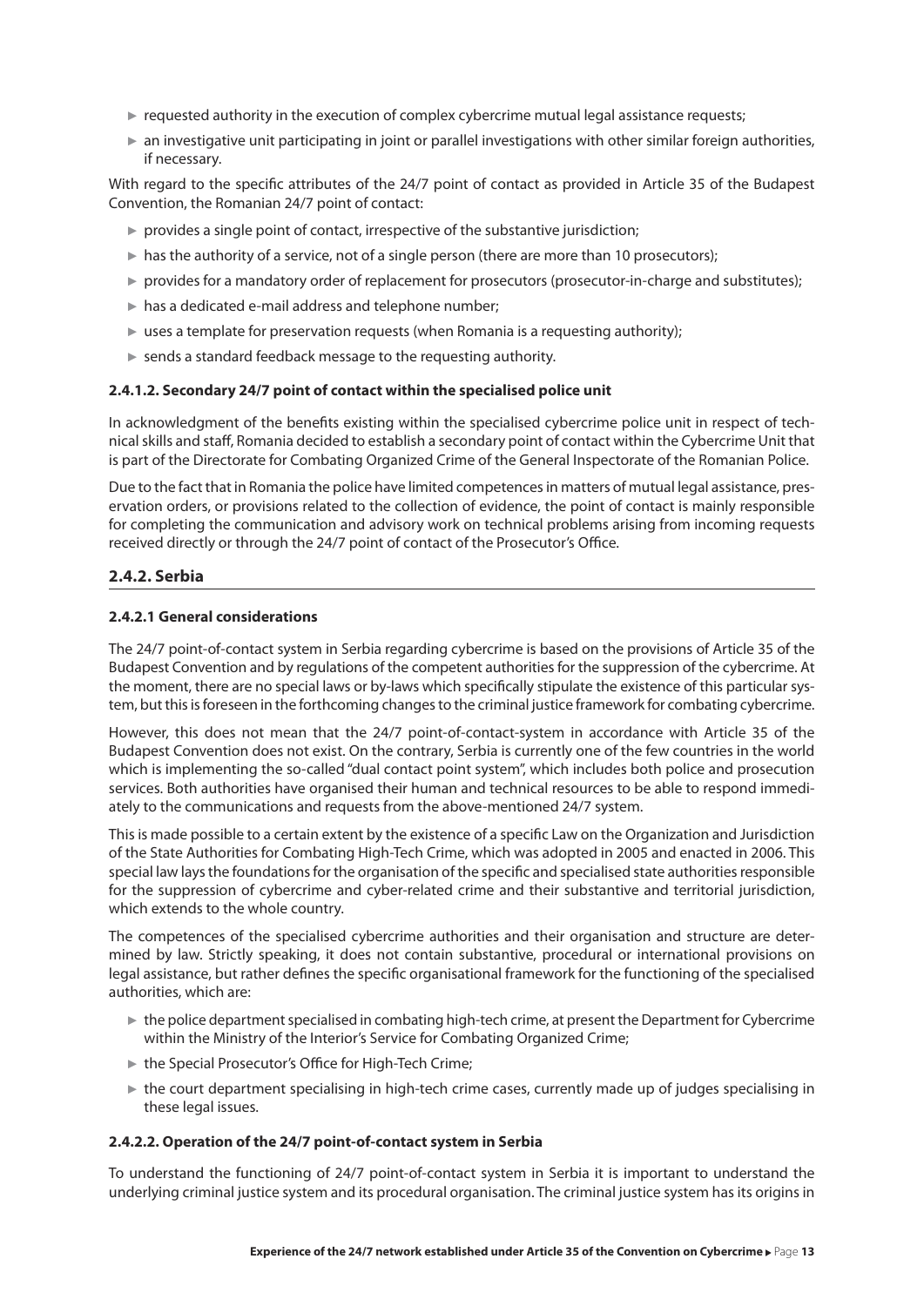- requested authority in the execution of complex cybercrime mutual legal assistance requests;
- an investigative unit participating in joint or parallel investigations with other similar foreign authorities, if necessary.

With regard to the specific attributes of the 24/7 point of contact as provided in Article 35 of the Budapest Convention, the Romanian 24/7 point of contact:

- provides a single point of contact, irrespective of the substantive jurisdiction;
- has the authority of a service, not of a single person (there are more than 10 prosecutors);
- provides for a mandatory order of replacement for prosecutors (prosecutor-in-charge and substitutes);
- has a dedicated e-mail address and telephone number;
- uses a template for preservation requests (when Romania is a requesting authority);
- sends a standard feedback message to the requesting authority.

#### 2.4.1.2. Secondary 24/7 point of contact within the specialised police unit

In acknowledgment of the benefits existing within the specialised cybercrime police unit in respect of technical skills and staff, Romania decided to establish a secondary point of contact within the Cybercrime Unit that is part of the Directorate for Combating Organized Crime of the General Inspectorate of the Romanian Police.

Due to the fact that in Romania the police have limited competences in matters of mutual legal assistance, preservation orders, or provisions related to the collection of evidence, the point of contact is mainly responsible for completing the communication and advisory work on technical problems arising from incoming requests received directly or through the 24/7 point of contact of the Prosecutor's Office.

### 2.4.2. Serbia

#### 2.4.2.1 General considerations

The 24/7 point-of-contact system in Serbia regarding cybercrime is based on the provisions of Article 35 of the Budapest Convention and by regulations of the competent authorities for the suppression of the cybercrime. At the moment, there are no special laws or by-laws which specifically stipulate the existence of this particular system, but this is foreseen in the forthcoming changes to the criminal justice framework for combating cybercrime.

However, this does not mean that the 24/7 point-of-contact-system in accordance with Article 35 of the Budapest Convention does not exist. On the contrary, Serbia is currently one of the few countries in the world which is implementing the so-called "dual contact point system", which includes both police and prosecution services. Both authorities have organised their human and technical resources to be able to respond immediately to the communications and requests from the above-mentioned 24/7 system.

This is made possible to a certain extent by the existence of a specific Law on the Organization and Jurisdiction of the State Authorities for Combating High-Tech Crime, which was adopted in 2005 and enacted in 2006. This special law lays the foundations for the organisation of the specific and specialised state authorities responsible for the suppression of cybercrime and cyber-related crime and their substantive and territorial jurisdiction, which extends to the whole country.

The competences of the specialised cybercrime authorities and their organisation and structure are determined by law. Strictly speaking, it does not contain substantive, procedural or international provisions on legal assistance, but rather defines the specific organisational framework for the functioning of the specialised authorities, which are:

- the police department specialised in combating high-tech crime, at present the Department for Cybercrime within the Ministry of the Interior's Service for Combating Organized Crime;
- the Special Prosecutor's Office for High-Tech Crime;
- the court department specialising in high-tech crime cases, currently made up of judges specialising in these legal issues.

#### 2.4.2.2. Operation of the 24/7 point-of-contact system in Serbia

To understand the functioning of 24/7 point-of-contact system in Serbia it is important to understand the underlying criminal justice system and its procedural organisation. The criminal justice system has its origins in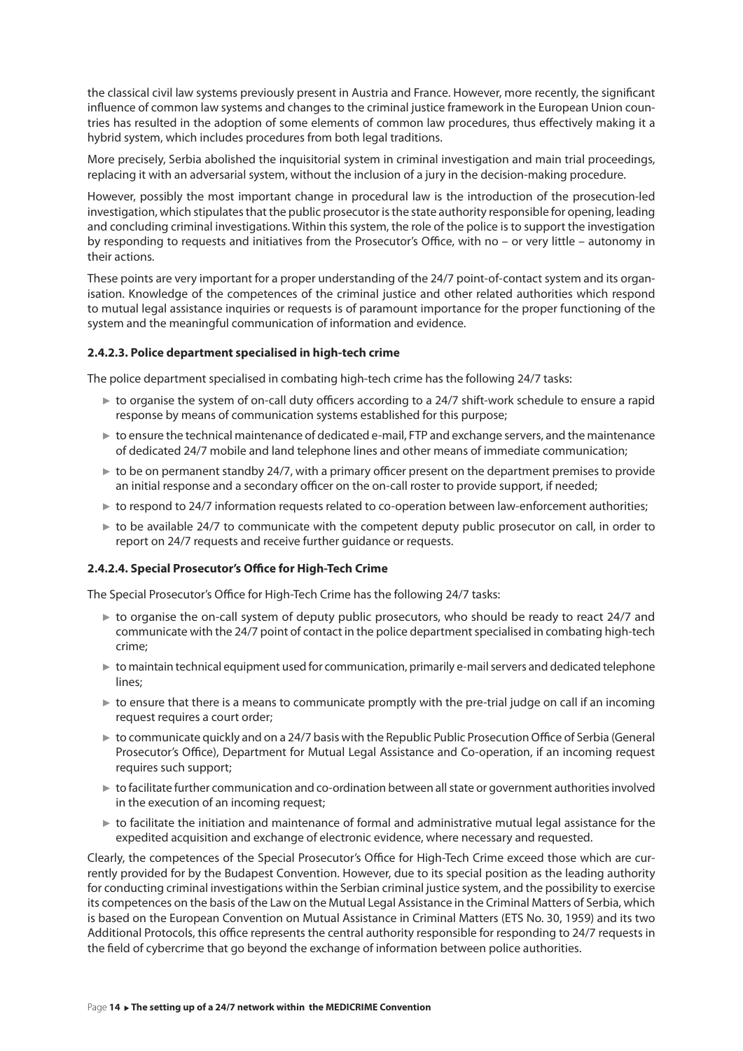the classical civil law systems previously present in Austria and France. However, more recently, the significant influence of common law systems and changes to the criminal justice framework in the European Union countries has resulted in the adoption of some elements of common law procedures, thus effectively making it a hybrid system, which includes procedures from both legal traditions.

More precisely, Serbia abolished the inquisitorial system in criminal investigation and main trial proceedings, replacing it with an adversarial system, without the inclusion of a jury in the decision-making procedure.

However, possibly the most important change in procedural law is the introduction of the prosecution-led investigation, which stipulates that the public prosecutor is the state authority responsible for opening, leading and concluding criminal investigations. Within this system, the role of the police is to support the investigation by responding to requests and initiatives from the Prosecutor's Office, with no – or very little – autonomy in their actions.

These points are very important for a proper understanding of the 24/7 point-of-contact system and its organisation. Knowledge of the competences of the criminal justice and other related authorities which respond to mutual legal assistance inquiries or requests is of paramount importance for the proper functioning of the system and the meaningful communication of information and evidence.

#### 2.4.2.3. Police department specialised in high-tech crime

The police department specialised in combating high-tech crime has the following 24/7 tasks:

- to organise the system of on-call duty officers according to a 24/7 shift-work schedule to ensure a rapid response by means of communication systems established for this purpose;
- to ensure the technical maintenance of dedicated e-mail, FTP and exchange servers, and the maintenance of dedicated 24/7 mobile and land telephone lines and other means of immediate communication;
- to be on permanent standby 24/7, with a primary officer present on the department premises to provide an initial response and a secondary officer on the on-call roster to provide support, if needed;
- to respond to 24/7 information requests related to co-operation between law-enforcement authorities;
- to be available 24/7 to communicate with the competent deputy public prosecutor on call, in order to report on 24/7 requests and receive further guidance or requests.

#### 2.4.2.4. Special Prosecutor's Office for High-Tech Crime

The Special Prosecutor's Office for High-Tech Crime has the following 24/7 tasks:

- to organise the on-call system of deputy public prosecutors, who should be ready to react 24/7 and communicate with the 24/7 point of contact in the police department specialised in combating high-tech crime;
- to maintain technical equipment used for communication, primarily e-mail servers and dedicated telephone lines;
- to ensure that there is a means to communicate promptly with the pre-trial judge on call if an incoming request requires a court order;
- to communicate quickly and on a 24/7 basis with the Republic Public Prosecution Office of Serbia (General Prosecutor's Office), Department for Mutual Legal Assistance and Co-operation, if an incoming request requires such support;
- to facilitate further communication and co-ordination between all state or government authorities involved in the execution of an incoming request;
- to facilitate the initiation and maintenance of formal and administrative mutual legal assistance for the expedited acquisition and exchange of electronic evidence, where necessary and requested.

Clearly, the competences of the Special Prosecutor's Office for High-Tech Crime exceed those which are currently provided for by the Budapest Convention. However, due to its special position as the leading authority for conducting criminal investigations within the Serbian criminal justice system, and the possibility to exercise its competences on the basis of the Law on the Mutual Legal Assistance in the Criminal Matters of Serbia, which is based on the European Convention on Mutual Assistance in Criminal Matters (ETS No. 30, 1959) and its two Additional Protocols, this office represents the central authority responsible for responding to 24/7 requests in the field of cybercrime that go beyond the exchange of information between police authorities.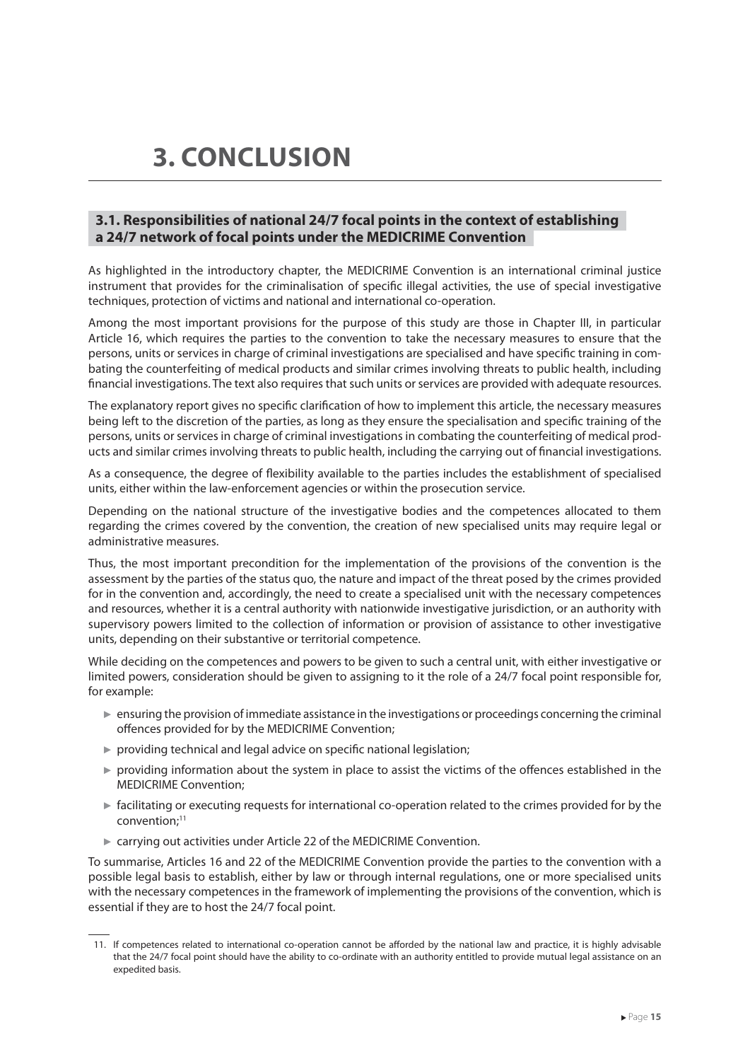# 3. CONCLUSION

## 3.1. Responsibilities of national 24/7 focal points in the context of establishing a 24/7 network of focal points under the MEDICRIME Convention

As highlighted in the introductory chapter, the MEDICRIME Convention is an international criminal justice instrument that provides for the criminalisation of specific illegal activities, the use of special investigative techniques, protection of victims and national and international co-operation.

Among the most important provisions for the purpose of this study are those in Chapter III, in particular Article 16, which requires the parties to the convention to take the necessary measures to ensure that the persons, units or services in charge of criminal investigations are specialised and have specific training in combating the counterfeiting of medical products and similar crimes involving threats to public health, including financial investigations. The text also requires that such units or services are provided with adequate resources.

The explanatory report gives no specific clarification of how to implement this article, the necessary measures being left to the discretion of the parties, as long as they ensure the specialisation and specific training of the persons, units or services in charge of criminal investigations in combating the counterfeiting of medical products and similar crimes involving threats to public health, including the carrying out of financial investigations.

As a consequence, the degree of flexibility available to the parties includes the establishment of specialised units, either within the law-enforcement agencies or within the prosecution service.

Depending on the national structure of the investigative bodies and the competences allocated to them regarding the crimes covered by the convention, the creation of new specialised units may require legal or administrative measures.

Thus, the most important precondition for the implementation of the provisions of the convention is the assessment by the parties of the status quo, the nature and impact of the threat posed by the crimes provided for in the convention and, accordingly, the need to create a specialised unit with the necessary competences and resources, whether it is a central authority with nationwide investigative jurisdiction, or an authority with supervisory powers limited to the collection of information or provision of assistance to other investigative units, depending on their substantive or territorial competence.

While deciding on the competences and powers to be given to such a central unit, with either investigative or limited powers, consideration should be given to assigning to it the role of a 24/7 focal point responsible for, for example:

- ensuring the provision of immediate assistance in the investigations or proceedings concerning the criminal offences provided for by the MEDICRIME Convention;
- providing technical and legal advice on specific national legislation;
- providing information about the system in place to assist the victims of the offences established in the MEDICRIME Convention;
- facilitating or executing requests for international co-operation related to the crimes provided for by the convention;[11]
- carrying out activities under Article 22 of the MEDICRIME Convention.

To summarise, Articles 16 and 22 of the MEDICRIME Convention provide the parties to the convention with a possible legal basis to establish, either by law or through internal regulations, one or more specialised units with the necessary competences in the framework of implementing the provisions of the convention, which is essential if they are to host the 24/7 focal point.

11. If competences related to international co-operation cannot be afforded by the national law and practice, it is highly advisable that the 24/7 focal point should have the ability to co-ordinate with an authority entitled to provide mutual legal assistance on an expedited basis.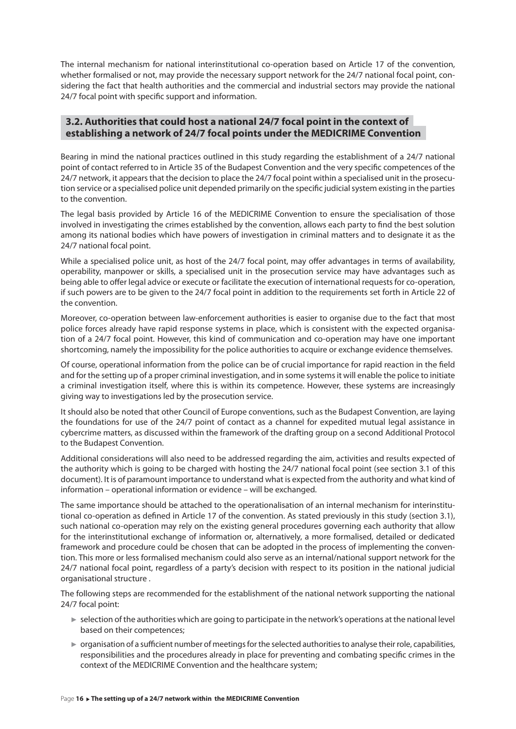The internal mechanism for national interinstitutional co-operation based on Article 17 of the convention, whether formalised or not, may provide the necessary support network for the 24/7 national focal point, considering the fact that health authorities and the commercial and industrial sectors may provide the national 24/7 focal point with specific support and information.

## 3.2. Authorities that could host a national 24/7 focal point in the context of establishing a network of 24/7 focal points under the MEDICRIME Convention

Bearing in mind the national practices outlined in this study regarding the establishment of a 24/7 national point of contact referred to in Article 35 of the Budapest Convention and the very specific competences of the 24/7 network, it appears that the decision to place the 24/7 focal point within a specialised unit in the prosecution service or a specialised police unit depended primarily on the specific judicial system existing in the parties to the convention.

The legal basis provided by Article 16 of the MEDICRIME Convention to ensure the specialisation of those involved in investigating the crimes established by the convention, allows each party to find the best solution among its national bodies which have powers of investigation in criminal matters and to designate it as the 24/7 national focal point.

While a specialised police unit, as host of the 24/7 focal point, may offer advantages in terms of availability, operability, manpower or skills, a specialised unit in the prosecution service may have advantages such as being able to offer legal advice or execute or facilitate the execution of international requests for co-operation, if such powers are to be given to the 24/7 focal point in addition to the requirements set forth in Article 22 of the convention.

Moreover, co-operation between law-enforcement authorities is easier to organise due to the fact that most police forces already have rapid response systems in place, which is consistent with the expected organisation of a 24/7 focal point. However, this kind of communication and co-operation may have one important shortcoming, namely the impossibility for the police authorities to acquire or exchange evidence themselves.

Of course, operational information from the police can be of crucial importance for rapid reaction in the field and for the setting up of a proper criminal investigation, and in some systems it will enable the police to initiate a criminal investigation itself, where this is within its competence. However, these systems are increasingly giving way to investigations led by the prosecution service.

It should also be noted that other Council of Europe conventions, such as the Budapest Convention, are laying the foundations for use of the 24/7 point of contact as a channel for expedited mutual legal assistance in cybercrime matters, as discussed within the framework of the drafting group on a second Additional Protocol to the Budapest Convention.

Additional considerations will also need to be addressed regarding the aim, activities and results expected of the authority which is going to be charged with hosting the 24/7 national focal point (see section 3.1 of this document). It is of paramount importance to understand what is expected from the authority and what kind of information – operational information or evidence – will be exchanged.

The same importance should be attached to the operationalisation of an internal mechanism for interinstitutional co-operation as defined in Article 17 of the convention. As stated previously in this study (section 3.1), such national co-operation may rely on the existing general procedures governing each authority that allow for the interinstitutional exchange of information or, alternatively, a more formalised, detailed or dedicated framework and procedure could be chosen that can be adopted in the process of implementing the convention. This more or less formalised mechanism could also serve as an internal/national support network for the 24/7 national focal point, regardless of a party's decision with respect to its position in the national judicial organisational structure .

The following steps are recommended for the establishment of the national network supporting the national 24/7 focal point:

- selection of the authorities which are going to participate in the network's operations at the national level based on their competences;
- organisation of a sufficient number of meetings for the selected authorities to analyse their role, capabilities, responsibilities and the procedures already in place for preventing and combating specific crimes in the context of the MEDICRIME Convention and the healthcare system;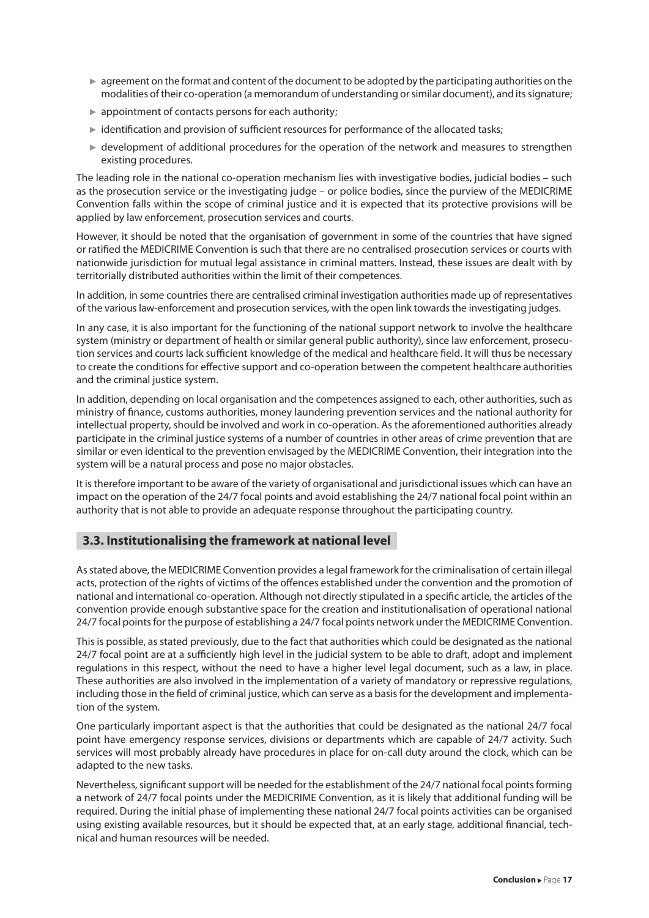- agreement on the format and content of the document to be adopted by the participating authorities on the modalities of their co-operation (a memorandum of understanding or similar document), and its signature;
- appointment of contacts persons for each authority;
- identification and provision of sufficient resources for performance of the allocated tasks;
- development of additional procedures for the operation of the network and measures to strengthen existing procedures.

The leading role in the national co-operation mechanism lies with investigative bodies, judicial bodies – such as the prosecution service or the investigating judge – or police bodies, since the purview of the MEDICRIME Convention falls within the scope of criminal justice and it is expected that its protective provisions will be applied by law enforcement, prosecution services and courts.

However, it should be noted that the organisation of government in some of the countries that have signed or ratified the MEDICRIME Convention is such that there are no centralised prosecution services or courts with nationwide jurisdiction for mutual legal assistance in criminal matters. Instead, these issues are dealt with by territorially distributed authorities within the limit of their competences.

In addition, in some countries there are centralised criminal investigation authorities made up of representatives of the various law-enforcement and prosecution services, with the open link towards the investigating judges.

In any case, it is also important for the functioning of the national support network to involve the healthcare system (ministry or department of health or similar general public authority), since law enforcement, prosecution services and courts lack sufficient knowledge of the medical and healthcare field. It will thus be necessary to create the conditions for effective support and co-operation between the competent healthcare authorities and the criminal justice system.

In addition, depending on local organisation and the competences assigned to each, other authorities, such as ministry of finance, customs authorities, money laundering prevention services and the national authority for intellectual property, should be involved and work in co-operation. As the aforementioned authorities already participate in the criminal justice systems of a number of countries in other areas of crime prevention that are similar or even identical to the prevention envisaged by the MEDICRIME Convention, their integration into the system will be a natural process and pose no major obstacles.

It is therefore important to be aware of the variety of organisational and jurisdictional issues which can have an impact on the operation of the 24/7 focal points and avoid establishing the 24/7 national focal point within an authority that is not able to provide an adequate response throughout the participating country.

## 3.3. Institutionalising the framework at national level

As stated above, the MEDICRIME Convention provides a legal framework for the criminalisation of certain illegal acts, protection of the rights of victims of the offences established under the convention and the promotion of national and international co-operation. Although not directly stipulated in a specific article, the articles of the convention provide enough substantive space for the creation and institutionalisation of operational national 24/7 focal points for the purpose of establishing a 24/7 focal points network under the MEDICRIME Convention.

This is possible, as stated previously, due to the fact that authorities which could be designated as the national 24/7 focal point are at a sufficiently high level in the judicial system to be able to draft, adopt and implement regulations in this respect, without the need to have a higher level legal document, such as a law, in place. These authorities are also involved in the implementation of a variety of mandatory or repressive regulations, including those in the field of criminal justice, which can serve as a basis for the development and implementation of the system.

One particularly important aspect is that the authorities that could be designated as the national 24/7 focal point have emergency response services, divisions or departments which are capable of 24/7 activity. Such services will most probably already have procedures in place for on-call duty around the clock, which can be adapted to the new tasks.

Nevertheless, significant support will be needed for the establishment of the 24/7 national focal points forming a network of 24/7 focal points under the MEDICRIME Convention, as it is likely that additional funding will be required. During the initial phase of implementing these national 24/7 focal points activities can be organised using existing available resources, but it should be expected that, at an early stage, additional financial, technical and human resources will be needed.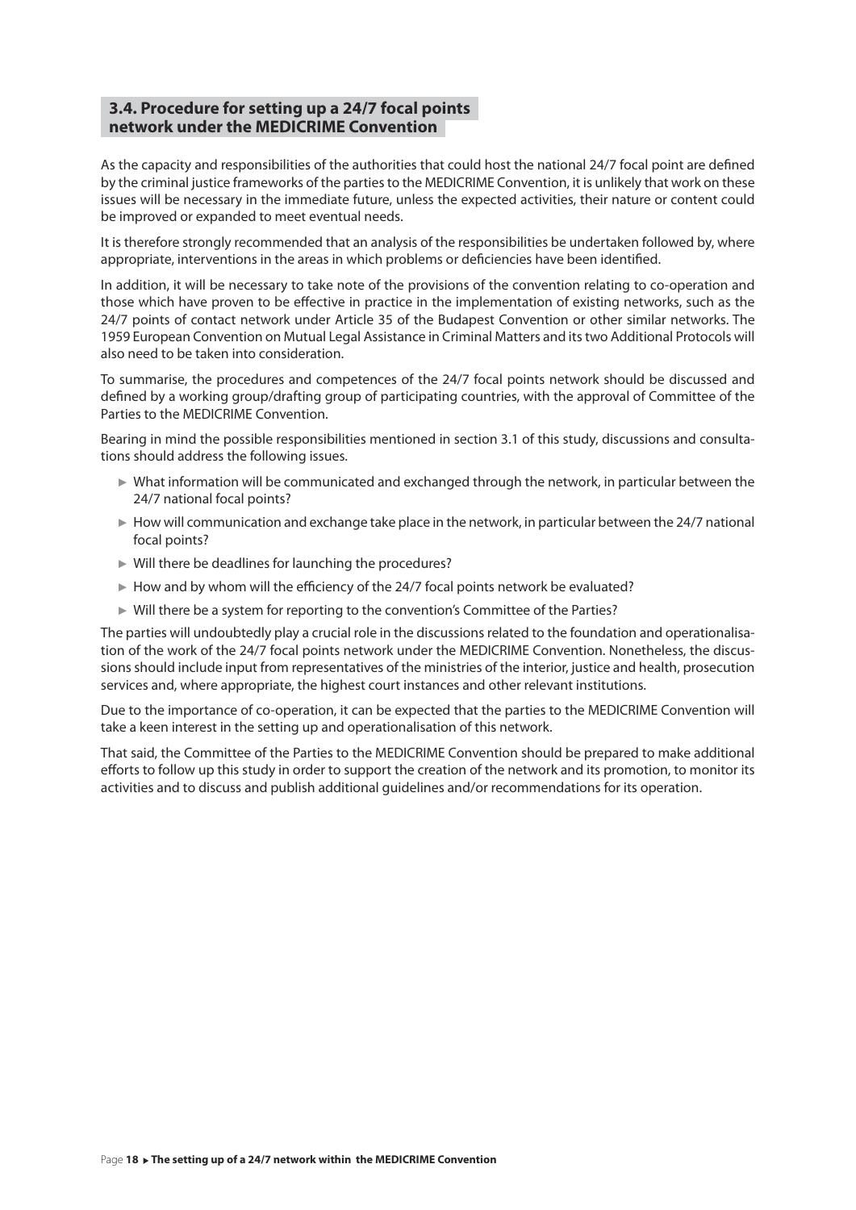### 3.4. Procedure for setting up a 24/7 focal points network under the MEDICRIME Convention

As the capacity and responsibilities of the authorities that could host the national 24/7 focal point are defined by the criminal justice frameworks of the parties to the MEDICRIME Convention, it is unlikely that work on these issues will be necessary in the immediate future, unless the expected activities, their nature or content could be improved or expanded to meet eventual needs.

It is therefore strongly recommended that an analysis of the responsibilities be undertaken followed by, where appropriate, interventions in the areas in which problems or deficiencies have been identified.

In addition, it will be necessary to take note of the provisions of the convention relating to co-operation and those which have proven to be effective in practice in the implementation of existing networks, such as the 24/7 points of contact network under Article 35 of the Budapest Convention or other similar networks. The 1959 European Convention on Mutual Legal Assistance in Criminal Matters and its two Additional Protocols will also need to be taken into consideration.

To summarise, the procedures and competences of the 24/7 focal points network should be discussed and defined by a working group/drafting group of participating countries, with the approval of Committee of the Parties to the MEDICRIME Convention.

Bearing in mind the possible responsibilities mentioned in section 3.1 of this study, discussions and consultations should address the following issues.

- What information will be communicated and exchanged through the network, in particular between the 24/7 national focal points?
- How will communication and exchange take place in the network, in particular between the 24/7 national focal points?
- Will there be deadlines for launching the procedures?
- How and by whom will the efficiency of the 24/7 focal points network be evaluated?
- Will there be a system for reporting to the convention's Committee of the Parties?

The parties will undoubtedly play a crucial role in the discussions related to the foundation and operationalisation of the work of the 24/7 focal points network under the MEDICRIME Convention. Nonetheless, the discussions should include input from representatives of the ministries of the interior, justice and health, prosecution services and, where appropriate, the highest court instances and other relevant institutions.

Due to the importance of co-operation, it can be expected that the parties to the MEDICRIME Convention will take a keen interest in the setting up and operationalisation of this network.

That said, the Committee of the Parties to the MEDICRIME Convention should be prepared to make additional efforts to follow up this study in order to support the creation of the network and its promotion, to monitor its activities and to discuss and publish additional guidelines and/or recommendations for its operation.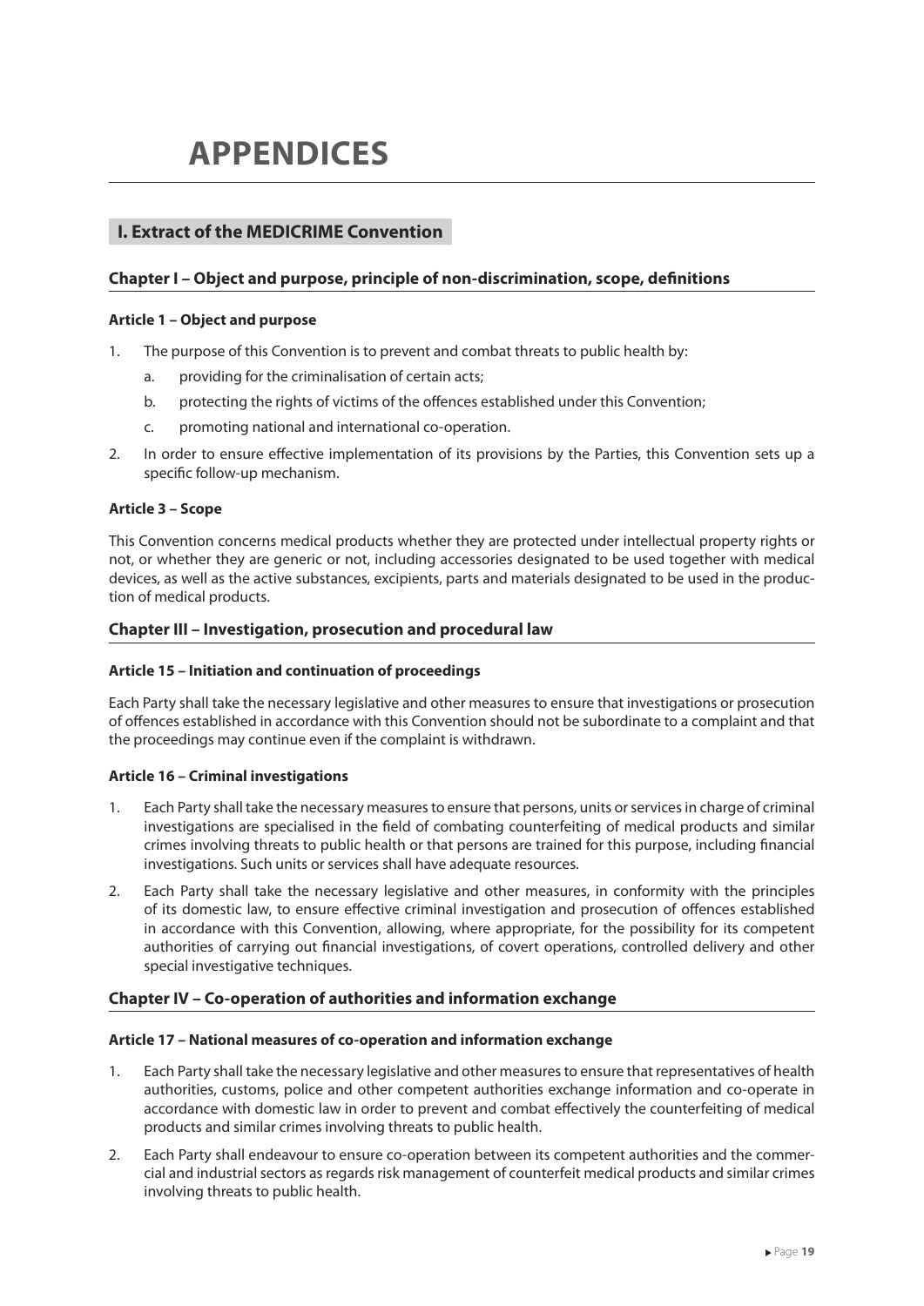# APPENDICES

## I. Extract of the MEDICRIME Convention

### Chapter I – Object and purpose, principle of non-discrimination, scope, definitions

#### Article 1 – Object and purpose

1. The purpose of this Convention is to prevent and combat threats to public health by:
   a. providing for the criminalisation of certain acts;
   b. protecting the rights of victims of the offences established under this Convention;
   c. promoting national and international co-operation.
2. In order to ensure effective implementation of its provisions by the Parties, this Convention sets up a specific follow-up mechanism.

#### Article 3 – Scope

This Convention concerns medical products whether they are protected under intellectual property rights or not, or whether they are generic or not, including accessories designated to be used together with medical devices, as well as the active substances, excipients, parts and materials designated to be used in the production of medical products.

### Chapter III – Investigation, prosecution and procedural law

#### Article 15 – Initiation and continuation of proceedings

Each Party shall take the necessary legislative and other measures to ensure that investigations or prosecution of offences established in accordance with this Convention should not be subordinate to a complaint and that the proceedings may continue even if the complaint is withdrawn.

#### Article 16 – Criminal investigations

1. Each Party shall take the necessary measures to ensure that persons, units or services in charge of criminal investigations are specialised in the field of combating counterfeiting of medical products and similar crimes involving threats to public health or that persons are trained for this purpose, including financial investigations. Such units or services shall have adequate resources.
2. Each Party shall take the necessary legislative and other measures, in conformity with the principles of its domestic law, to ensure effective criminal investigation and prosecution of offences established in accordance with this Convention, allowing, where appropriate, for the possibility for its competent authorities of carrying out financial investigations, of covert operations, controlled delivery and other special investigative techniques.

### Chapter IV – Co-operation of authorities and information exchange

#### Article 17 – National measures of co-operation and information exchange

1. Each Party shall take the necessary legislative and other measures to ensure that representatives of health authorities, customs, police and other competent authorities exchange information and co-operate in accordance with domestic law in order to prevent and combat effectively the counterfeiting of medical products and similar crimes involving threats to public health.
2. Each Party shall endeavour to ensure co-operation between its competent authorities and the commercial and industrial sectors as regards risk management of counterfeit medical products and similar crimes involving threats to public health.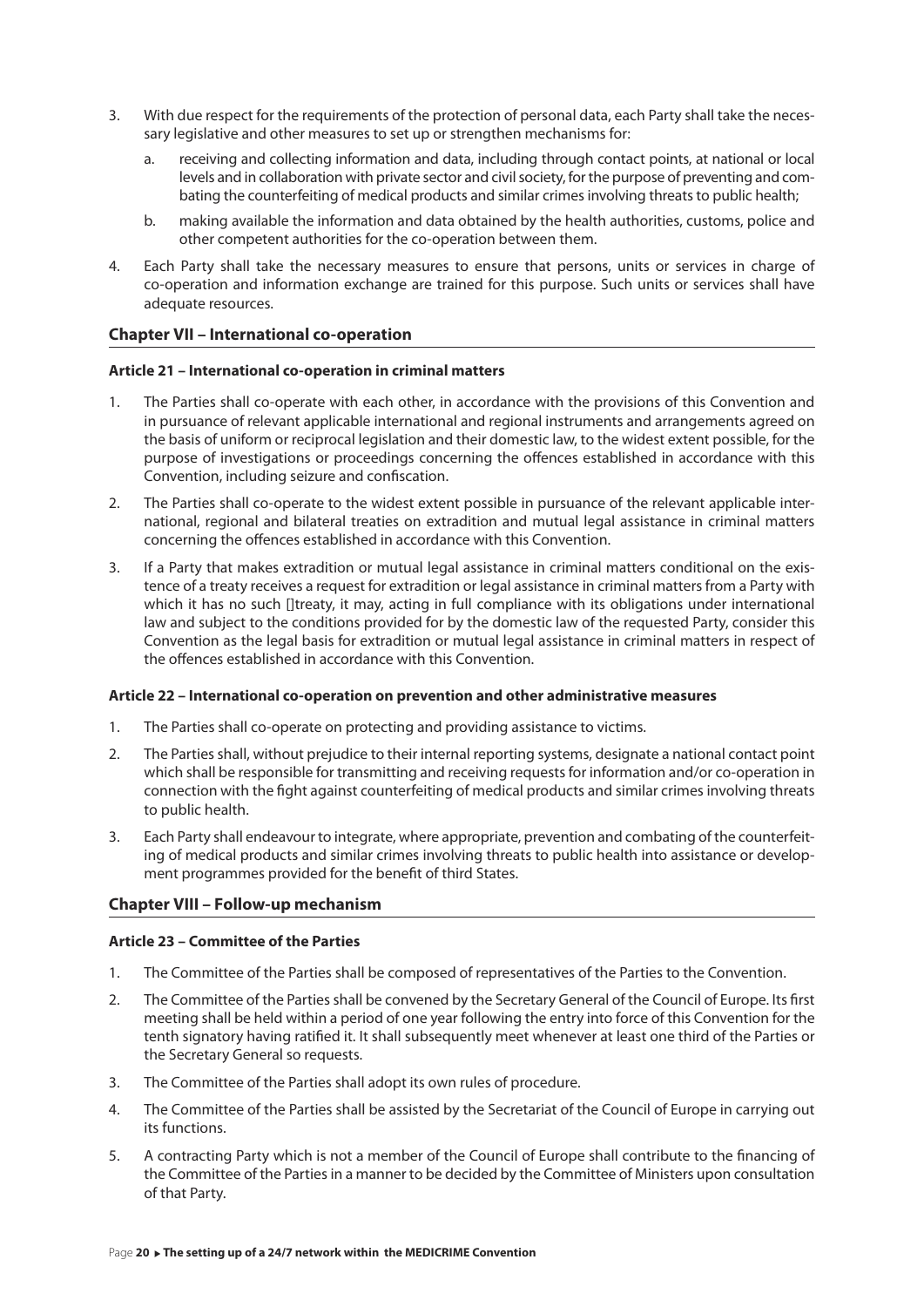3. With due respect for the requirements of the protection of personal data, each Party shall take the necessary legislative and other measures to set up or strengthen mechanisms for:

   a. receiving and collecting information and data, including through contact points, at national or local levels and in collaboration with private sector and civil society, for the purpose of preventing and combating the counterfeiting of medical products and similar crimes involving threats to public health;

   b. making available the information and data obtained by the health authorities, customs, police and other competent authorities for the co-operation between them.

4. Each Party shall take the necessary measures to ensure that persons, units or services in charge of co-operation and information exchange are trained for this purpose. Such units or services shall have adequate resources.

## Chapter VII – International co-operation

### Article 21 – International co-operation in criminal matters

1. The Parties shall co-operate with each other, in accordance with the provisions of this Convention and in pursuance of relevant applicable international and regional instruments and arrangements agreed on the basis of uniform or reciprocal legislation and their domestic law, to the widest extent possible, for the purpose of investigations or proceedings concerning the offences established in accordance with this Convention, including seizure and confiscation.

2. The Parties shall co-operate to the widest extent possible in pursuance of the relevant applicable international, regional and bilateral treaties on extradition and mutual legal assistance in criminal matters concerning the offences established in accordance with this Convention.

3. If a Party that makes extradition or mutual legal assistance in criminal matters conditional on the existence of a treaty receives a request for extradition or legal assistance in criminal matters from a Party with which it has no such treaty, it may, acting in full compliance with its obligations under international law and subject to the conditions provided for by the domestic law of the requested Party, consider this Convention as the legal basis for extradition or mutual legal assistance in criminal matters in respect of the offences established in accordance with this Convention.

### Article 22 – International co-operation on prevention and other administrative measures

1. The Parties shall co-operate on protecting and providing assistance to victims.

2. The Parties shall, without prejudice to their internal reporting systems, designate a national contact point which shall be responsible for transmitting and receiving requests for information and/or co-operation in connection with the fight against counterfeiting of medical products and similar crimes involving threats to public health.

3. Each Party shall endeavour to integrate, where appropriate, prevention and combating of the counterfeiting of medical products and similar crimes involving threats to public health into assistance or development programmes provided for the benefit of third States.

## Chapter VIII – Follow-up mechanism

### Article 23 – Committee of the Parties

1. The Committee of the Parties shall be composed of representatives of the Parties to the Convention.

2. The Committee of the Parties shall be convened by the Secretary General of the Council of Europe. Its first meeting shall be held within a period of one year following the entry into force of this Convention for the tenth signatory having ratified it. It shall subsequently meet whenever at least one third of the Parties or the Secretary General so requests.

3. The Committee of the Parties shall adopt its own rules of procedure.

4. The Committee of the Parties shall be assisted by the Secretariat of the Council of Europe in carrying out its functions.

5. A contracting Party which is not a member of the Council of Europe shall contribute to the financing of the Committee of the Parties in a manner to be decided by the Committee of Ministers upon consultation of that Party.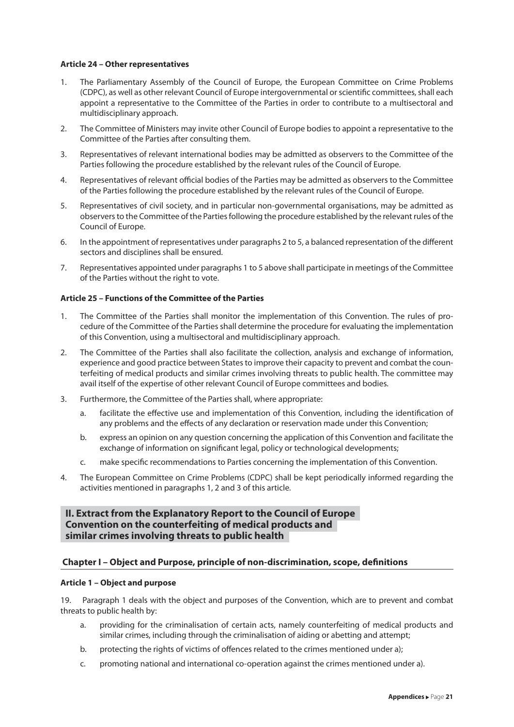#### Article 24 – Other representatives

1. The Parliamentary Assembly of the Council of Europe, the European Committee on Crime Problems (CDPC), as well as other relevant Council of Europe intergovernmental or scientific committees, shall each appoint a representative to the Committee of the Parties in order to contribute to a multisectoral and multidisciplinary approach.
2. The Committee of Ministers may invite other Council of Europe bodies to appoint a representative to the Committee of the Parties after consulting them.
3. Representatives of relevant international bodies may be admitted as observers to the Committee of the Parties following the procedure established by the relevant rules of the Council of Europe.
4. Representatives of relevant official bodies of the Parties may be admitted as observers to the Committee of the Parties following the procedure established by the relevant rules of the Council of Europe.
5. Representatives of civil society, and in particular non-governmental organisations, may be admitted as observers to the Committee of the Parties following the procedure established by the relevant rules of the Council of Europe.
6. In the appointment of representatives under paragraphs 2 to 5, a balanced representation of the different sectors and disciplines shall be ensured.
7. Representatives appointed under paragraphs 1 to 5 above shall participate in meetings of the Committee of the Parties without the right to vote.

#### Article 25 – Functions of the Committee of the Parties

1. The Committee of the Parties shall monitor the implementation of this Convention. The rules of procedure of the Committee of the Parties shall determine the procedure for evaluating the implementation of this Convention, using a multisectoral and multidisciplinary approach.
2. The Committee of the Parties shall also facilitate the collection, analysis and exchange of information, experience and good practice between States to improve their capacity to prevent and combat the counterfeiting of medical products and similar crimes involving threats to public health. The committee may avail itself of the expertise of other relevant Council of Europe committees and bodies.
3. Furthermore, the Committee of the Parties shall, where appropriate:
   a. facilitate the effective use and implementation of this Convention, including the identification of any problems and the effects of any declaration or reservation made under this Convention;
   b. express an opinion on any question concerning the application of this Convention and facilitate the exchange of information on significant legal, policy or technological developments;
   c. make specific recommendations to Parties concerning the implementation of this Convention.
4. The European Committee on Crime Problems (CDPC) shall be kept periodically informed regarding the activities mentioned in paragraphs 1, 2 and 3 of this article.

## II. Extract from the Explanatory Report to the Council of Europe Convention on the counterfeiting of medical products and similar crimes involving threats to public health

### Chapter I – Object and Purpose, principle of non-discrimination, scope, definitions

#### Article 1 – Object and purpose

19. Paragraph 1 deals with the object and purposes of the Convention, which are to prevent and combat threats to public health by:

   a. providing for the criminalisation of certain acts, namely counterfeiting of medical products and similar crimes, including through the criminalisation of aiding or abetting and attempt;
   b. protecting the rights of victims of offences related to the crimes mentioned under a);
   c. promoting national and international co-operation against the crimes mentioned under a).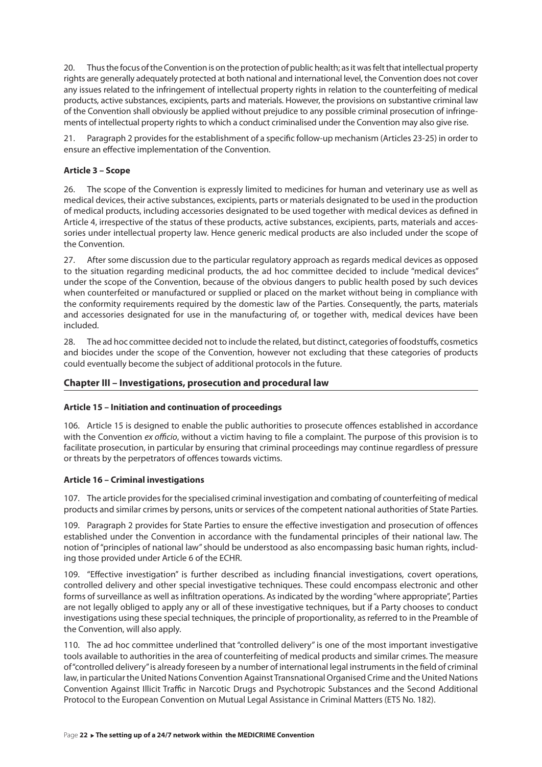20. Thus the focus of the Convention is on the protection of public health; as it was felt that intellectual property rights are generally adequately protected at both national and international level, the Convention does not cover any issues related to the infringement of intellectual property rights in relation to the counterfeiting of medical products, active substances, excipients, parts and materials. However, the provisions on substantive criminal law of the Convention shall obviously be applied without prejudice to any possible criminal prosecution of infringements of intellectual property rights to which a conduct criminalised under the Convention may also give rise.

21. Paragraph 2 provides for the establishment of a specific follow-up mechanism (Articles 23-25) in order to ensure an effective implementation of the Convention.

**Article 3 – Scope**

26. The scope of the Convention is expressly limited to medicines for human and veterinary use as well as medical devices, their active substances, excipients, parts or materials designated to be used in the production of medical products, including accessories designated to be used together with medical devices as defined in Article 4, irrespective of the status of these products, active substances, excipients, parts, materials and accessories under intellectual property law. Hence generic medical products are also included under the scope of the Convention.

27. After some discussion due to the particular regulatory approach as regards medical devices as opposed to the situation regarding medicinal products, the ad hoc committee decided to include "medical devices" under the scope of the Convention, because of the obvious dangers to public health posed by such devices when counterfeited or manufactured or supplied or placed on the market without being in compliance with the conformity requirements required by the domestic law of the Parties. Consequently, the parts, materials and accessories designated for use in the manufacturing of, or together with, medical devices have been included.

28. The ad hoc committee decided not to include the related, but distinct, categories of foodstuffs, cosmetics and biocides under the scope of the Convention, however not excluding that these categories of products could eventually become the subject of additional protocols in the future.

## Chapter III – Investigations, prosecution and procedural law

**Article 15 – Initiation and continuation of proceedings**

106. Article 15 is designed to enable the public authorities to prosecute offences established in accordance with the Convention *ex officio*, without a victim having to file a complaint. The purpose of this provision is to facilitate prosecution, in particular by ensuring that criminal proceedings may continue regardless of pressure or threats by the perpetrators of offences towards victims.

**Article 16 – Criminal investigations**

107. The article provides for the specialised criminal investigation and combating of counterfeiting of medical products and similar crimes by persons, units or services of the competent national authorities of State Parties.

109. Paragraph 2 provides for State Parties to ensure the effective investigation and prosecution of offences established under the Convention in accordance with the fundamental principles of their national law. The notion of "principles of national law" should be understood as also encompassing basic human rights, including those provided under Article 6 of the ECHR.

109. "Effective investigation" is further described as including financial investigations, covert operations, controlled delivery and other special investigative techniques. These could encompass electronic and other forms of surveillance as well as infiltration operations. As indicated by the wording "where appropriate", Parties are not legally obliged to apply any or all of these investigative techniques, but if a Party chooses to conduct investigations using these special techniques, the principle of proportionality, as referred to in the Preamble of the Convention, will also apply.

110. The ad hoc committee underlined that "controlled delivery" is one of the most important investigative tools available to authorities in the area of counterfeiting of medical products and similar crimes. The measure of "controlled delivery" is already foreseen by a number of international legal instruments in the field of criminal law, in particular the United Nations Convention Against Transnational Organised Crime and the United Nations Convention Against Illicit Traffic in Narcotic Drugs and Psychotropic Substances and the Second Additional Protocol to the European Convention on Mutual Legal Assistance in Criminal Matters (ETS No. 182).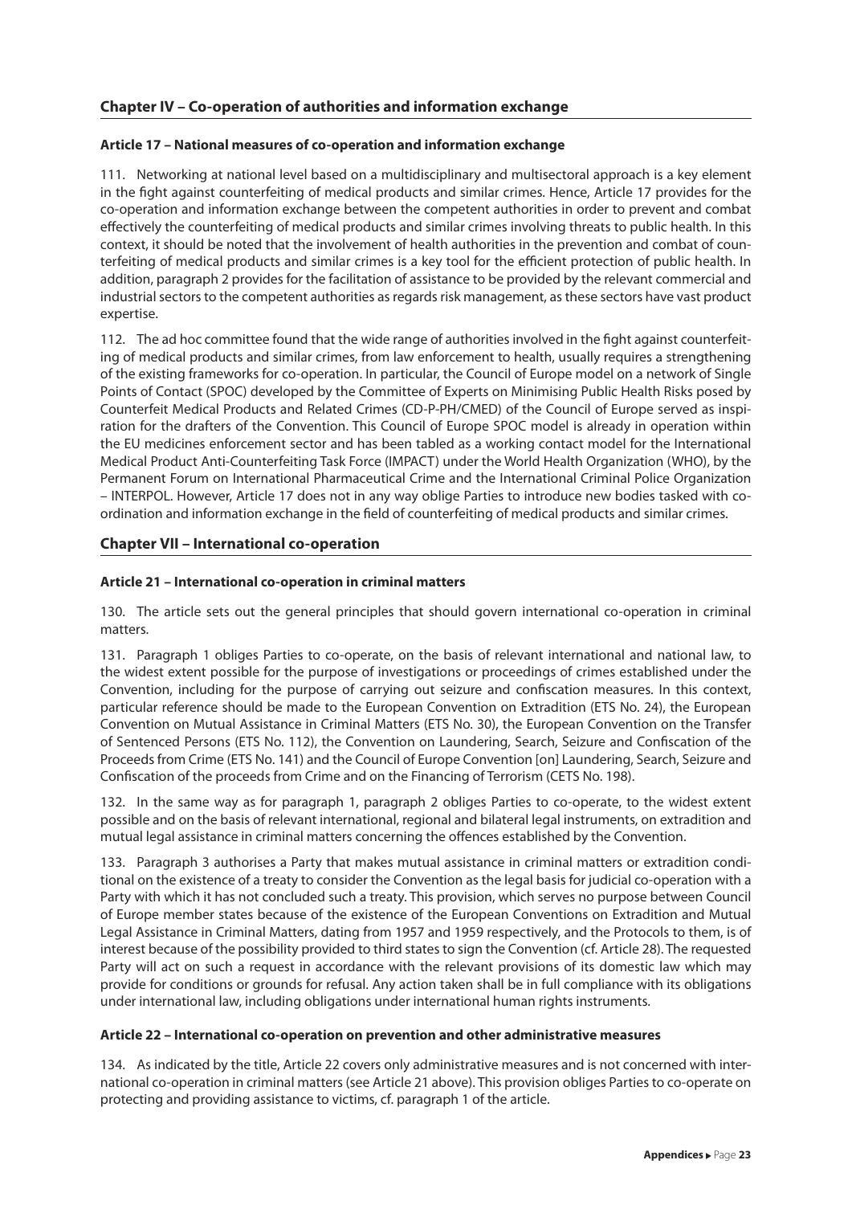## Chapter IV – Co-operation of authorities and information exchange

### Article 17 – National measures of co-operation and information exchange

111. Networking at national level based on a multidisciplinary and multisectoral approach is a key element in the fight against counterfeiting of medical products and similar crimes. Hence, Article 17 provides for the co-operation and information exchange between the competent authorities in order to prevent and combat effectively the counterfeiting of medical products and similar crimes involving threats to public health. In this context, it should be noted that the involvement of health authorities in the prevention and combat of counterfeiting of medical products and similar crimes is a key tool for the efficient protection of public health. In addition, paragraph 2 provides for the facilitation of assistance to be provided by the relevant commercial and industrial sectors to the competent authorities as regards risk management, as these sectors have vast product expertise.

112. The ad hoc committee found that the wide range of authorities involved in the fight against counterfeiting of medical products and similar crimes, from law enforcement to health, usually requires a strengthening of the existing frameworks for co-operation. In particular, the Council of Europe model on a network of Single Points of Contact (SPOC) developed by the Committee of Experts on Minimising Public Health Risks posed by Counterfeit Medical Products and Related Crimes (CD-P-PH/CMED) of the Council of Europe served as inspiration for the drafters of the Convention. This Council of Europe SPOC model is already in operation within the EU medicines enforcement sector and has been tabled as a working contact model for the International Medical Product Anti-Counterfeiting Task Force (IMPACT) under the World Health Organization (WHO), by the Permanent Forum on International Pharmaceutical Crime and the International Criminal Police Organization – INTERPOL. However, Article 17 does not in any way oblige Parties to introduce new bodies tasked with co-ordination and information exchange in the field of counterfeiting of medical products and similar crimes.

## Chapter VII – International co-operation

### Article 21 – International co-operation in criminal matters

130. The article sets out the general principles that should govern international co-operation in criminal matters.

131. Paragraph 1 obliges Parties to co-operate, on the basis of relevant international and national law, to the widest extent possible for the purpose of investigations or proceedings of crimes established under the Convention, including for the purpose of carrying out seizure and confiscation measures. In this context, particular reference should be made to the European Convention on Extradition (ETS No. 24), the European Convention on Mutual Assistance in Criminal Matters (ETS No. 30), the European Convention on the Transfer of Sentenced Persons (ETS No. 112), the Convention on Laundering, Search, Seizure and Confiscation of the Proceeds from Crime (ETS No. 141) and the Council of Europe Convention [on] Laundering, Search, Seizure and Confiscation of the proceeds from Crime and on the Financing of Terrorism (CETS No. 198).

132. In the same way as for paragraph 1, paragraph 2 obliges Parties to co-operate, to the widest extent possible and on the basis of relevant international, regional and bilateral legal instruments, on extradition and mutual legal assistance in criminal matters concerning the offences established by the Convention.

133. Paragraph 3 authorises a Party that makes mutual assistance in criminal matters or extradition conditional on the existence of a treaty to consider the Convention as the legal basis for judicial co-operation with a Party with which it has not concluded such a treaty. This provision, which serves no purpose between Council of Europe member states because of the existence of the European Conventions on Extradition and Mutual Legal Assistance in Criminal Matters, dating from 1957 and 1959 respectively, and the Protocols to them, is of interest because of the possibility provided to third states to sign the Convention (cf. Article 28). The requested Party will act on such a request in accordance with the relevant provisions of its domestic law which may provide for conditions or grounds for refusal. Any action taken shall be in full compliance with its obligations under international law, including obligations under international human rights instruments.

### Article 22 – International co-operation on prevention and other administrative measures

134. As indicated by the title, Article 22 covers only administrative measures and is not concerned with international co-operation in criminal matters (see Article 21 above). This provision obliges Parties to co-operate on protecting and providing assistance to victims, cf. paragraph 1 of the article.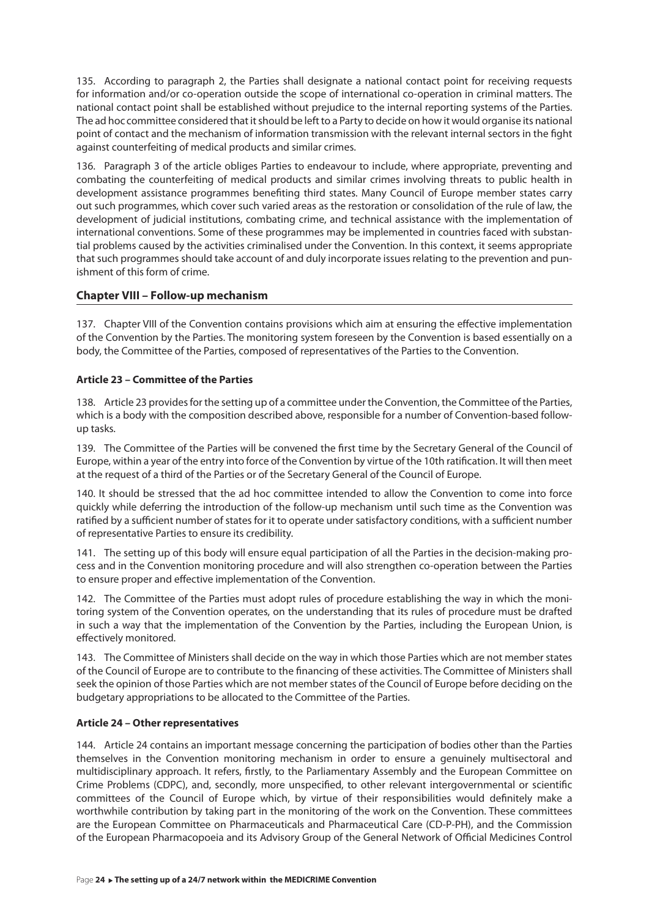135. According to paragraph 2, the Parties shall designate a national contact point for receiving requests for information and/or co-operation outside the scope of international co-operation in criminal matters. The national contact point shall be established without prejudice to the internal reporting systems of the Parties. The ad hoc committee considered that it should be left to a Party to decide on how it would organise its national point of contact and the mechanism of information transmission with the relevant internal sectors in the fight against counterfeiting of medical products and similar crimes.

136. Paragraph 3 of the article obliges Parties to endeavour to include, where appropriate, preventing and combating the counterfeiting of medical products and similar crimes involving threats to public health in development assistance programmes benefiting third states. Many Council of Europe member states carry out such programmes, which cover such varied areas as the restoration or consolidation of the rule of law, the development of judicial institutions, combating crime, and technical assistance with the implementation of international conventions. Some of these programmes may be implemented in countries faced with substantial problems caused by the activities criminalised under the Convention. In this context, it seems appropriate that such programmes should take account of and duly incorporate issues relating to the prevention and punishment of this form of crime.

## Chapter VIII – Follow-up mechanism

137. Chapter VIII of the Convention contains provisions which aim at ensuring the effective implementation of the Convention by the Parties. The monitoring system foreseen by the Convention is based essentially on a body, the Committee of the Parties, composed of representatives of the Parties to the Convention.

### Article 23 – Committee of the Parties

138. Article 23 provides for the setting up of a committee under the Convention, the Committee of the Parties, which is a body with the composition described above, responsible for a number of Convention-based follow-up tasks.

139. The Committee of the Parties will be convened the first time by the Secretary General of the Council of Europe, within a year of the entry into force of the Convention by virtue of the 10th ratification. It will then meet at the request of a third of the Parties or of the Secretary General of the Council of Europe.

140. It should be stressed that the ad hoc committee intended to allow the Convention to come into force quickly while deferring the introduction of the follow-up mechanism until such time as the Convention was ratified by a sufficient number of states for it to operate under satisfactory conditions, with a sufficient number of representative Parties to ensure its credibility.

141. The setting up of this body will ensure equal participation of all the Parties in the decision-making process and in the Convention monitoring procedure and will also strengthen co-operation between the Parties to ensure proper and effective implementation of the Convention.

142. The Committee of the Parties must adopt rules of procedure establishing the way in which the monitoring system of the Convention operates, on the understanding that its rules of procedure must be drafted in such a way that the implementation of the Convention by the Parties, including the European Union, is effectively monitored.

143. The Committee of Ministers shall decide on the way in which those Parties which are not member states of the Council of Europe are to contribute to the financing of these activities. The Committee of Ministers shall seek the opinion of those Parties which are not member states of the Council of Europe before deciding on the budgetary appropriations to be allocated to the Committee of the Parties.

### Article 24 – Other representatives

144. Article 24 contains an important message concerning the participation of bodies other than the Parties themselves in the Convention monitoring mechanism in order to ensure a genuinely multisectoral and multidisciplinary approach. It refers, firstly, to the Parliamentary Assembly and the European Committee on Crime Problems (CDPC), and, secondly, more unspecified, to other relevant intergovernmental or scientific committees of the Council of Europe which, by virtue of their responsibilities would definitely make a worthwhile contribution by taking part in the monitoring of the work on the Convention. These committees are the European Committee on Pharmaceuticals and Pharmaceutical Care (CD-P-PH), and the Commission of the European Pharmacopoeia and its Advisory Group of the General Network of Official Medicines Control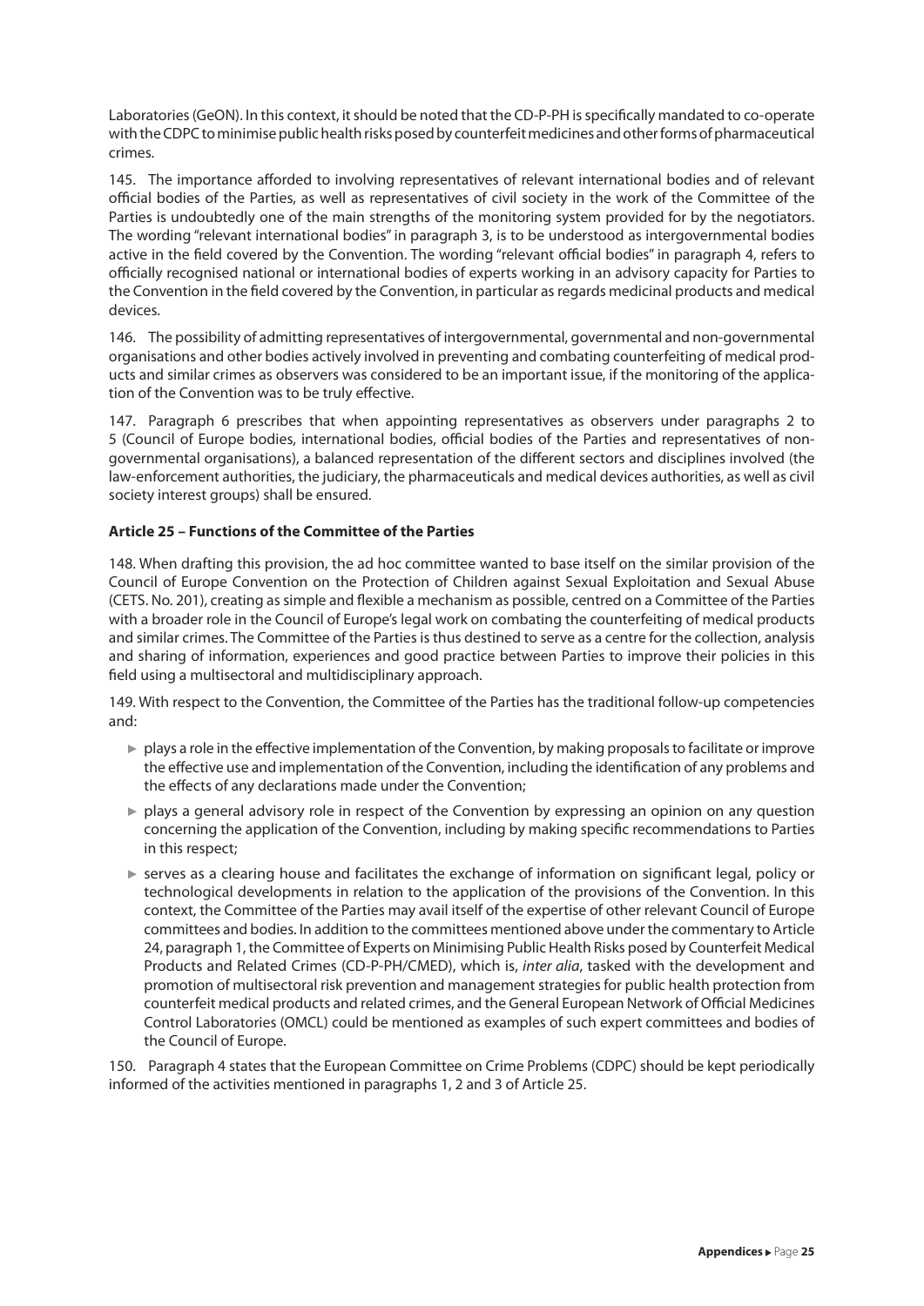Laboratories (GeON). In this context, it should be noted that the CD-P-PH is specifically mandated to co-operate with the CDPC to minimise public health risks posed by counterfeit medicines and other forms of pharmaceutical crimes.

145. The importance afforded to involving representatives of relevant international bodies and of relevant official bodies of the Parties, as well as representatives of civil society in the work of the Committee of the Parties is undoubtedly one of the main strengths of the monitoring system provided for by the negotiators. The wording "relevant international bodies" in paragraph 3, is to be understood as intergovernmental bodies active in the field covered by the Convention. The wording "relevant official bodies" in paragraph 4, refers to officially recognised national or international bodies of experts working in an advisory capacity for Parties to the Convention in the field covered by the Convention, in particular as regards medicinal products and medical devices.

146. The possibility of admitting representatives of intergovernmental, governmental and non-governmental organisations and other bodies actively involved in preventing and combating counterfeiting of medical products and similar crimes as observers was considered to be an important issue, if the monitoring of the application of the Convention was to be truly effective.

147. Paragraph 6 prescribes that when appointing representatives as observers under paragraphs 2 to 5 (Council of Europe bodies, international bodies, official bodies of the Parties and representatives of non-governmental organisations), a balanced representation of the different sectors and disciplines involved (the law-enforcement authorities, the judiciary, the pharmaceuticals and medical devices authorities, as well as civil society interest groups) shall be ensured.

**Article 25 – Functions of the Committee of the Parties**

148. When drafting this provision, the ad hoc committee wanted to base itself on the similar provision of the Council of Europe Convention on the Protection of Children against Sexual Exploitation and Sexual Abuse (CETS. No. 201), creating as simple and flexible a mechanism as possible, centred on a Committee of the Parties with a broader role in the Council of Europe's legal work on combating the counterfeiting of medical products and similar crimes. The Committee of the Parties is thus destined to serve as a centre for the collection, analysis and sharing of information, experiences and good practice between Parties to improve their policies in this field using a multisectoral and multidisciplinary approach.

149. With respect to the Convention, the Committee of the Parties has the traditional follow-up competencies and:

- plays a role in the effective implementation of the Convention, by making proposals to facilitate or improve the effective use and implementation of the Convention, including the identification of any problems and the effects of any declarations made under the Convention;
- plays a general advisory role in respect of the Convention by expressing an opinion on any question concerning the application of the Convention, including by making specific recommendations to Parties in this respect;
- serves as a clearing house and facilitates the exchange of information on significant legal, policy or technological developments in relation to the application of the provisions of the Convention. In this context, the Committee of the Parties may avail itself of the expertise of other relevant Council of Europe committees and bodies. In addition to the committees mentioned above under the commentary to Article 24, paragraph 1, the Committee of Experts on Minimising Public Health Risks posed by Counterfeit Medical Products and Related Crimes (CD-P-PH/CMED), which is, *inter alia*, tasked with the development and promotion of multisectoral risk prevention and management strategies for public health protection from counterfeit medical products and related crimes, and the General European Network of Official Medicines Control Laboratories (OMCL) could be mentioned as examples of such expert committees and bodies of the Council of Europe.

150. Paragraph 4 states that the European Committee on Crime Problems (CDPC) should be kept periodically informed of the activities mentioned in paragraphs 1, 2 and 3 of Article 25.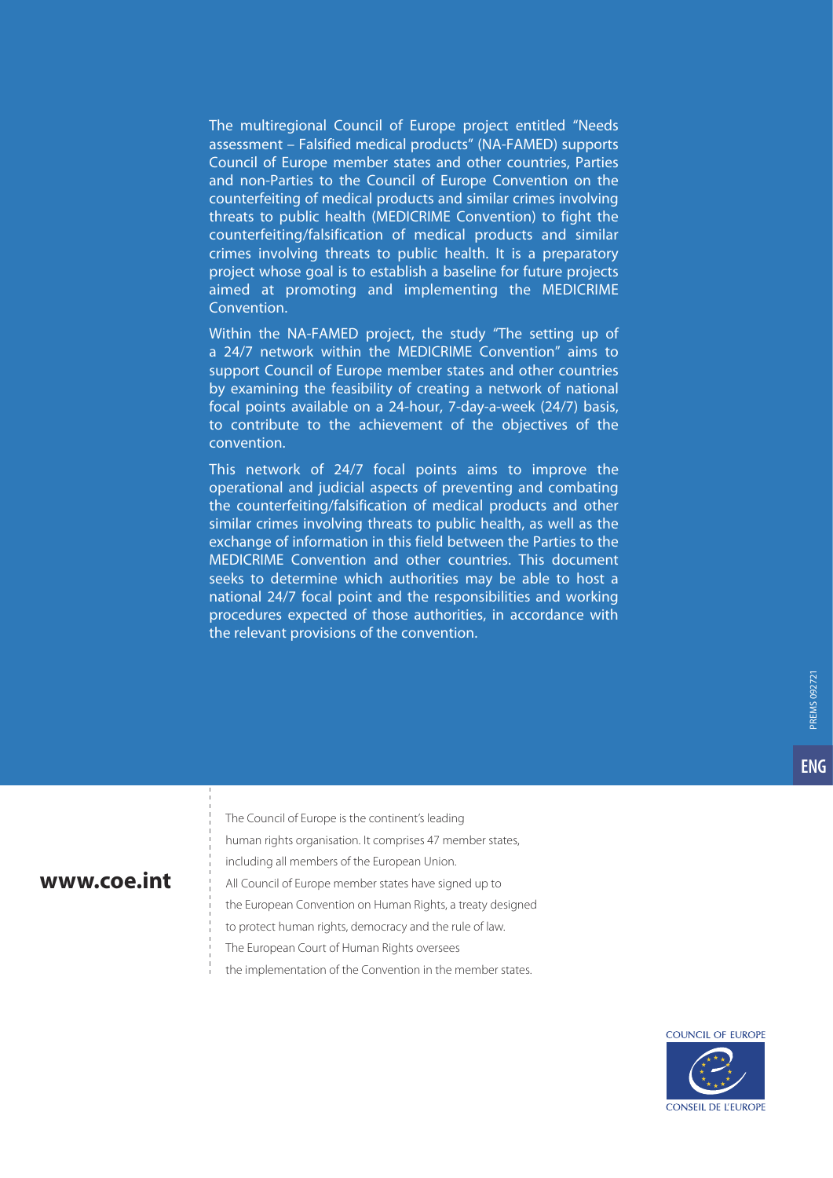The multiregional Council of Europe project entitled "Needs assessment – Falsified medical products" (NA-FAMED) supports Council of Europe member states and other countries, Parties and non-Parties to the Council of Europe Convention on the counterfeiting of medical products and similar crimes involving threats to public health (MEDICRIME Convention) to fight the counterfeiting/falsification of medical products and similar crimes involving threats to public health. It is a preparatory project whose goal is to establish a baseline for future projects aimed at promoting and implementing the MEDICRIME Convention.

Within the NA-FAMED project, the study "The setting up of a 24/7 network within the MEDICRIME Convention" aims to support Council of Europe member states and other countries by examining the feasibility of creating a network of national focal points available on a 24-hour, 7-day-a-week (24/7) basis, to contribute to the achievement of the objectives of the convention.

This network of 24/7 focal points aims to improve the operational and judicial aspects of preventing and combating the counterfeiting/falsification of medical products and other similar crimes involving threats to public health, as well as the exchange of information in this field between the Parties to the MEDICRIME Convention and other countries. This document seeks to determine which authorities may be able to host a national 24/7 focal point and the responsibilities and working procedures expected of those authorities, in accordance with the relevant provisions of the convention.

PREMS 092721

ENG

**www.coe.int**

The Council of Europe is the continent's leading human rights organisation. It comprises 47 member states, including all members of the European Union. All Council of Europe member states have signed up to the European Convention on Human Rights, a treaty designed to protect human rights, democracy and the rule of law. The European Court of Human Rights oversees the implementation of the Convention in the member states.

COUNCIL OF EUROPE

CONSEIL DE L'EUROPE